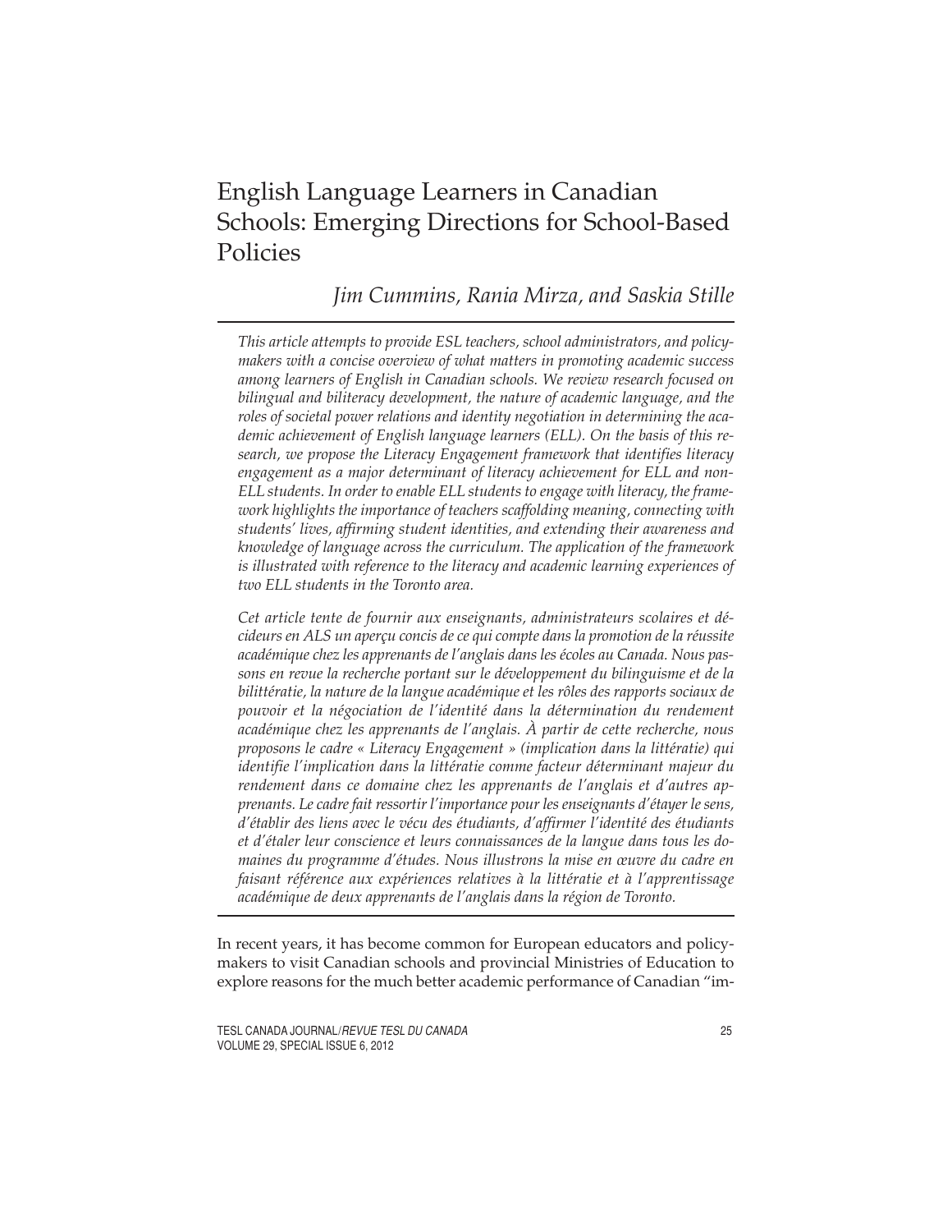# English Language Learners in Canadian Schools: Emerging Directions for School-Based Policies

*Jim Cummins, Rania Mirza, and Saskia Stille*

*This article attempts to provide ESL teachers, school administrators, and policymakers with a concise overview of what matters in promoting academic success among learners of English in Canadian schools. We review research focused on bilingual and biliteracy development, the nature of academic language, and the roles of societal power relations and identity negotiation in determining the academic achievement of English language learners (ELL). On the basis of this research, we propose the Literacy Engagement framework that identifies literacy engagement as a major determinant of literacy achievement for ELL and non-ELL students. In order to enable ELL students to engage with literacy, the framework highlights the importance of teachers scaffolding meaning, connecting with students' lives, affirming student identities, and extending their awareness and knowledge of language across the curriculum. The application of the framework is illustrated with reference to the literacy and academic learning experiences of two ELL students in the Toronto area.*

*Cet article tente de fournir aux enseignants, administrateurs scolaires et décideurs en ALS un aperçu concis de ce qui compte dans la promotion de la réussite académique chez les apprenants de l'anglais dans les écoles au Canada. Nous passons en revue la recherche portant sur le développement du bilinguisme et de la bilittératie, la nature de la langue académique et les rôles des rapports sociaux de pouvoir et la négociation de l'identité dans la détermination du rendement académique chez les apprenants de l'anglais. À partir de cette recherche, nous proposons le cadre « Literacy Engagement » (implication dans la littératie) qui identifie l'implication dans la littératie comme facteur déterminant majeur du rendement dans ce domaine chez les apprenants de l'anglais et d'autres apprenants. Le cadre fait ressortir l'importance pour les enseignants d'étayer le sens, d'établir des liens avec le vécu des étudiants, d'affirmer l'identité des étudiants et d'étaler leur conscience et leurs connaissances de la langue dans tous les domaines du programme d'études. Nous illustrons la mise en œuvre du cadre en faisant référence aux expériences relatives à la littératie et à l'apprentissage académique de deux apprenants de l'anglais dans la région de Toronto.*

In recent years, it has become common for European educators and policymakers to visit Canadian schools and provincial Ministries of Education to explore reasons for the much better academic performance of Canadian "im-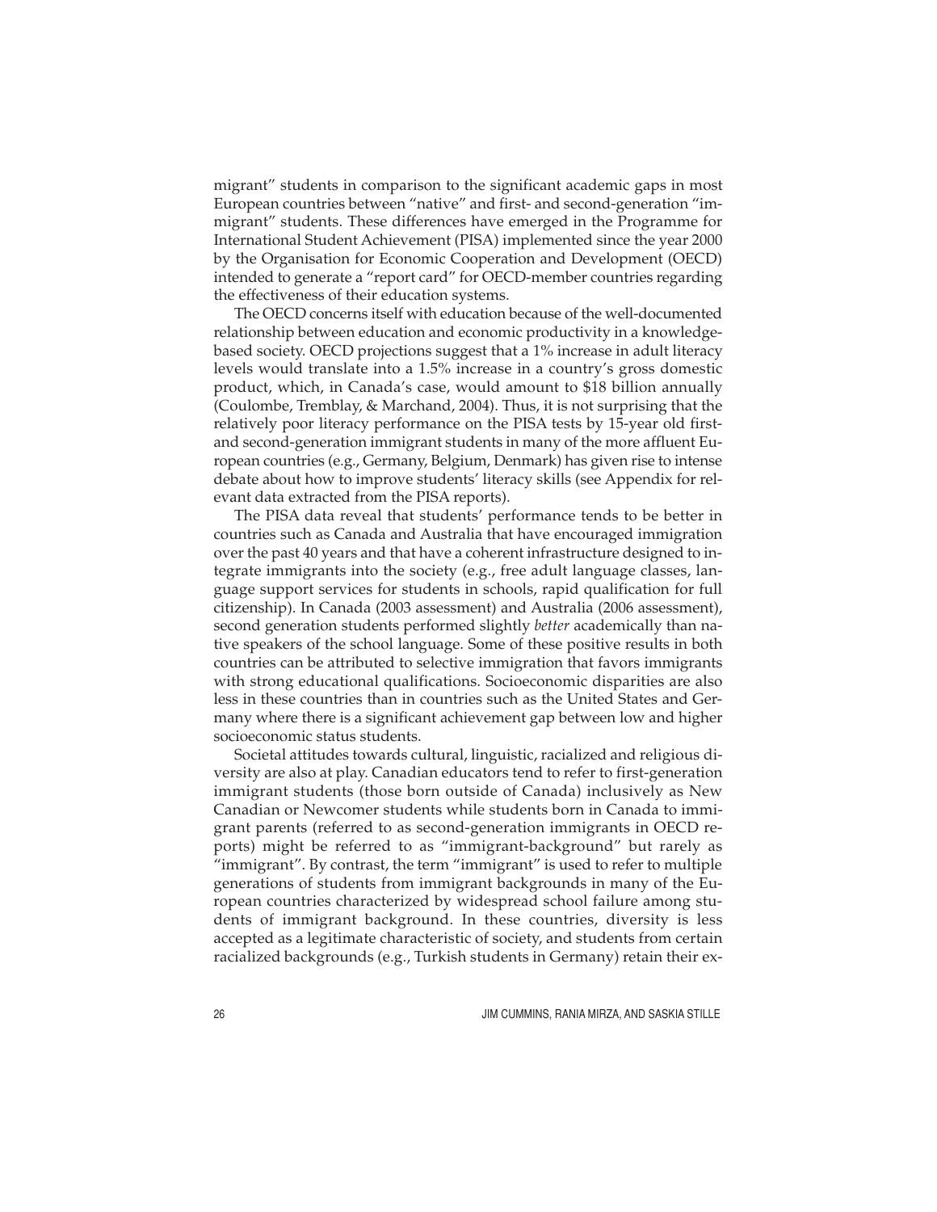migrant" students in comparison to the significant academic gaps in most European countries between "native" and first- and second-generation "immigrant" students. These differences have emerged in the Programme for International Student Achievement (PISA) implemented since the year 2000 by the Organisation for Economic Cooperation and Development (OECD) intended to generate a "report card" for OECD-member countries regarding the effectiveness of their education systems.

The OECD concerns itself with education because of the well-documented relationship between education and economic productivity in a knowledge-based society. OECD projections suggest that a 1% increase in adult literacy levels would translate into a 1.5% increase in a country's gross domestic product, which, in Canada's case, would amount to $18 billion annually (Coulombe, Tremblay, & Marchand, 2004). Thus, it is not surprising that the relatively poor literacy performance on the PISA tests by 15-year old first- and second-generation immigrant students in many of the more affluent European countries (e.g., Germany, Belgium, Denmark) has given rise to intense debate about how to improve students' literacy skills (see Appendix for relevant data extracted from the PISA reports).

The PISA data reveal that students' performance tends to be better in countries such as Canada and Australia that have encouraged immigration over the past 40 years and that have a coherent infrastructure designed to integrate immigrants into the society (e.g., free adult language classes, language support services for students in schools, rapid qualification for full citizenship). In Canada (2003 assessment) and Australia (2006 assessment), second generation students performed slightly *better* academically than native speakers of the school language. Some of these positive results in both countries can be attributed to selective immigration that favors immigrants with strong educational qualifications. Socioeconomic disparities are also less in these countries than in countries such as the United States and Germany where there is a significant achievement gap between low and higher socioeconomic status students.

Societal attitudes towards cultural, linguistic, racialized and religious diversity are also at play. Canadian educators tend to refer to first-generation immigrant students (those born outside of Canada) inclusively as New Canadian or Newcomer students while students born in Canada to immigrant parents (referred to as second-generation immigrants in OECD reports) might be referred to as "immigrant-background" but rarely as "immigrant". By contrast, the term "immigrant" is used to refer to multiple generations of students from immigrant backgrounds in many of the European countries characterized by widespread school failure among students of immigrant background. In these countries, diversity is less accepted as a legitimate characteristic of society, and students from certain racialized backgrounds (e.g., Turkish students in Germany) retain their ex-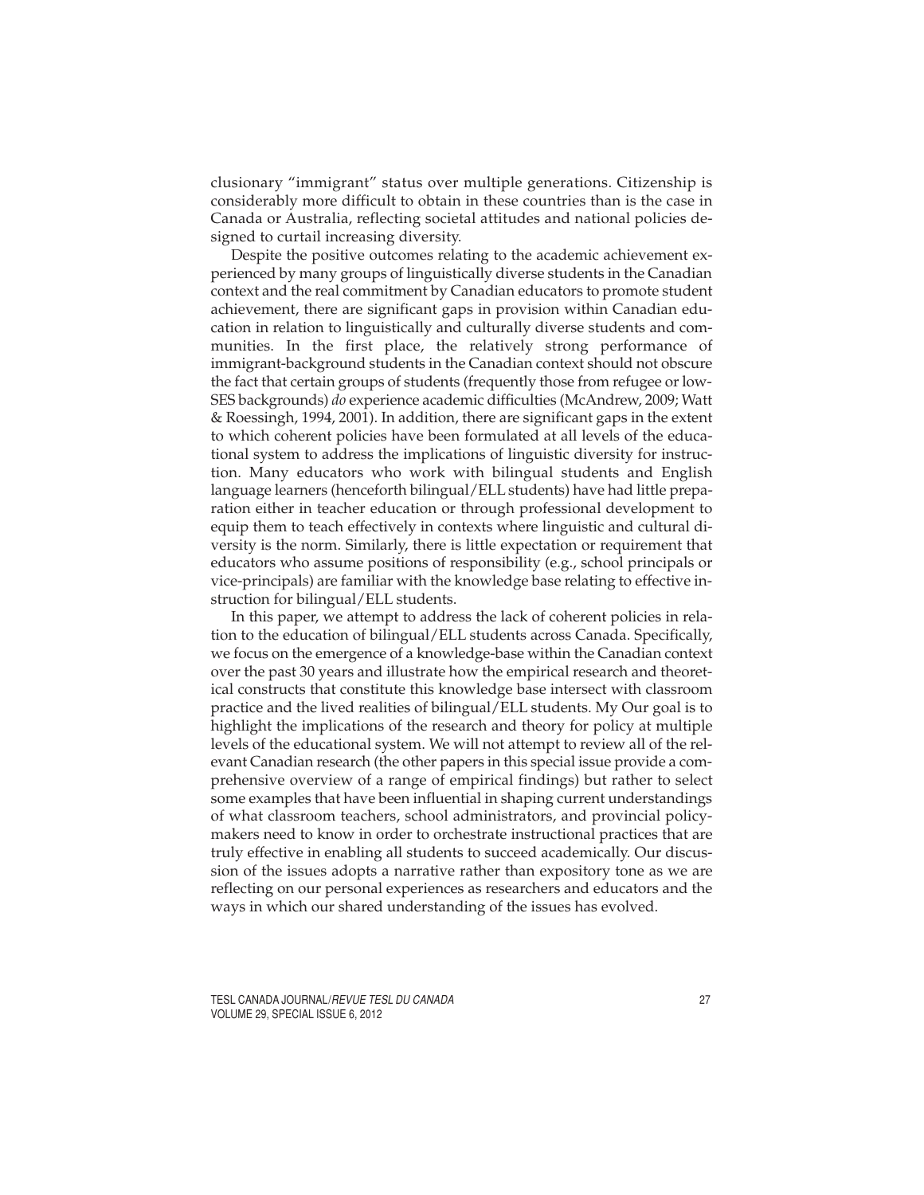clusionary "immigrant" status over multiple generations. Citizenship is considerably more difficult to obtain in these countries than is the case in Canada or Australia, reflecting societal attitudes and national policies designed to curtail increasing diversity.

Despite the positive outcomes relating to the academic achievement experienced by many groups of linguistically diverse students in the Canadian context and the real commitment by Canadian educators to promote student achievement, there are significant gaps in provision within Canadian education in relation to linguistically and culturally diverse students and communities. In the first place, the relatively strong performance of immigrant-background students in the Canadian context should not obscure the fact that certain groups of students (frequently those from refugee or low-SES backgrounds) *do* experience academic difficulties (McAndrew, 2009; Watt & Roessingh, 1994, 2001). In addition, there are significant gaps in the extent to which coherent policies have been formulated at all levels of the educational system to address the implications of linguistic diversity for instruction. Many educators who work with bilingual students and English language learners (henceforth bilingual/ELL students) have had little preparation either in teacher education or through professional development to equip them to teach effectively in contexts where linguistic and cultural diversity is the norm. Similarly, there is little expectation or requirement that educators who assume positions of responsibility (e.g., school principals or vice-principals) are familiar with the knowledge base relating to effective instruction for bilingual/ELL students.

In this paper, we attempt to address the lack of coherent policies in relation to the education of bilingual/ELL students across Canada. Specifically, we focus on the emergence of a knowledge-base within the Canadian context over the past 30 years and illustrate how the empirical research and theoretical constructs that constitute this knowledge base intersect with classroom practice and the lived realities of bilingual/ELL students. My Our goal is to highlight the implications of the research and theory for policy at multiple levels of the educational system. We will not attempt to review all of the relevant Canadian research (the other papers in this special issue provide a comprehensive overview of a range of empirical findings) but rather to select some examples that have been influential in shaping current understandings of what classroom teachers, school administrators, and provincial policymakers need to know in order to orchestrate instructional practices that are truly effective in enabling all students to succeed academically. Our discussion of the issues adopts a narrative rather than expository tone as we are reflecting on our personal experiences as researchers and educators and the ways in which our shared understanding of the issues has evolved.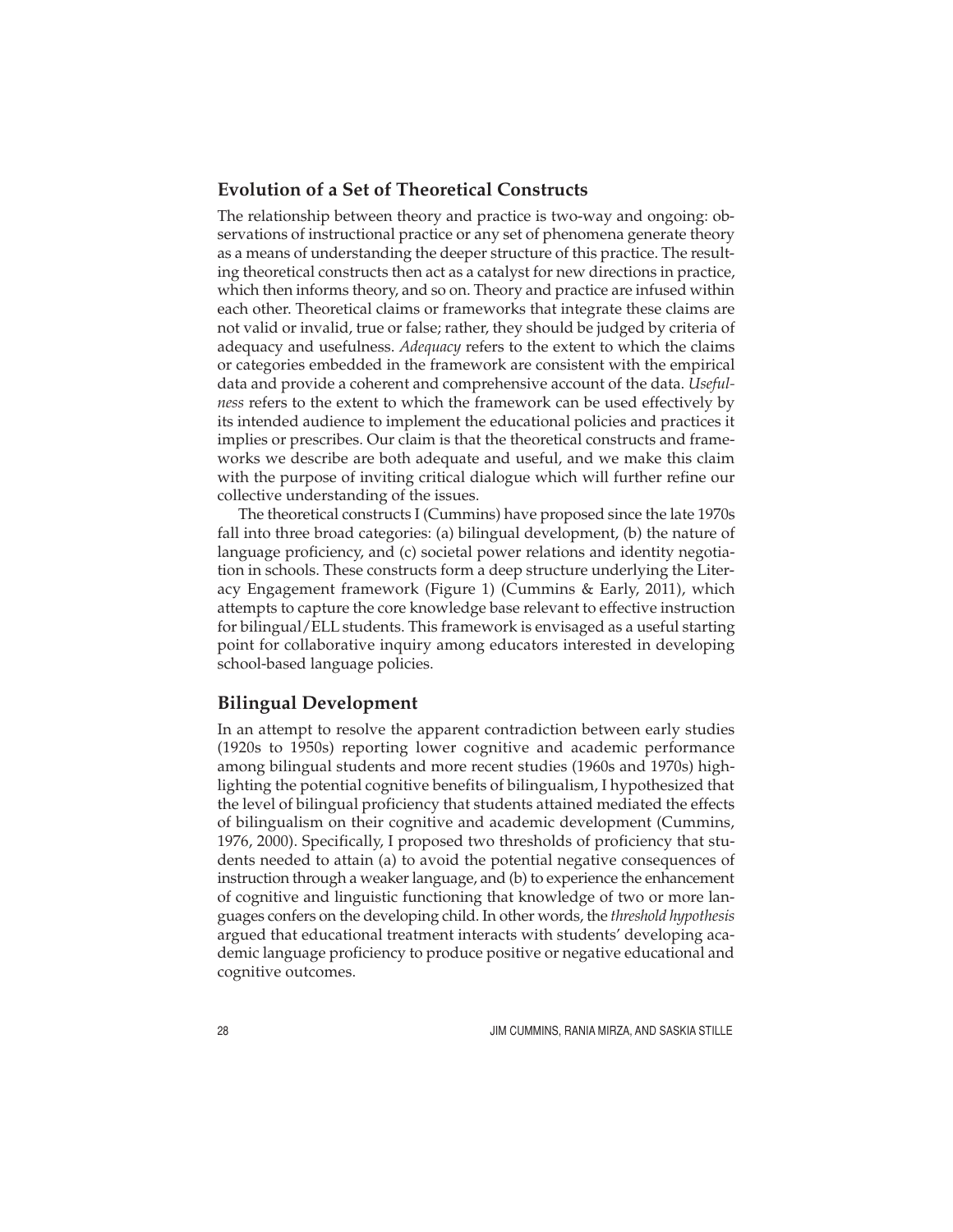## Evolution of a Set of Theoretical Constructs

The relationship between theory and practice is two-way and ongoing: observations of instructional practice or any set of phenomena generate theory as a means of understanding the deeper structure of this practice. The resulting theoretical constructs then act as a catalyst for new directions in practice, which then informs theory, and so on. Theory and practice are infused within each other. Theoretical claims or frameworks that integrate these claims are not valid or invalid, true or false; rather, they should be judged by criteria of adequacy and usefulness. *Adequacy* refers to the extent to which the claims or categories embedded in the framework are consistent with the empirical data and provide a coherent and comprehensive account of the data. *Usefulness* refers to the extent to which the framework can be used effectively by its intended audience to implement the educational policies and practices it implies or prescribes. Our claim is that the theoretical constructs and frameworks we describe are both adequate and useful, and we make this claim with the purpose of inviting critical dialogue which will further refine our collective understanding of the issues.

The theoretical constructs I (Cummins) have proposed since the late 1970s fall into three broad categories: (a) bilingual development, (b) the nature of language proficiency, and (c) societal power relations and identity negotiation in schools. These constructs form a deep structure underlying the Literacy Engagement framework (Figure 1) (Cummins & Early, 2011), which attempts to capture the core knowledge base relevant to effective instruction for bilingual/ELL students. This framework is envisaged as a useful starting point for collaborative inquiry among educators interested in developing school-based language policies.

## Bilingual Development

In an attempt to resolve the apparent contradiction between early studies (1920s to 1950s) reporting lower cognitive and academic performance among bilingual students and more recent studies (1960s and 1970s) highlighting the potential cognitive benefits of bilingualism, I hypothesized that the level of bilingual proficiency that students attained mediated the effects of bilingualism on their cognitive and academic development (Cummins, 1976, 2000). Specifically, I proposed two thresholds of proficiency that students needed to attain (a) to avoid the potential negative consequences of instruction through a weaker language, and (b) to experience the enhancement of cognitive and linguistic functioning that knowledge of two or more languages confers on the developing child. In other words, the *threshold hypothesis* argued that educational treatment interacts with students' developing academic language proficiency to produce positive or negative educational and cognitive outcomes.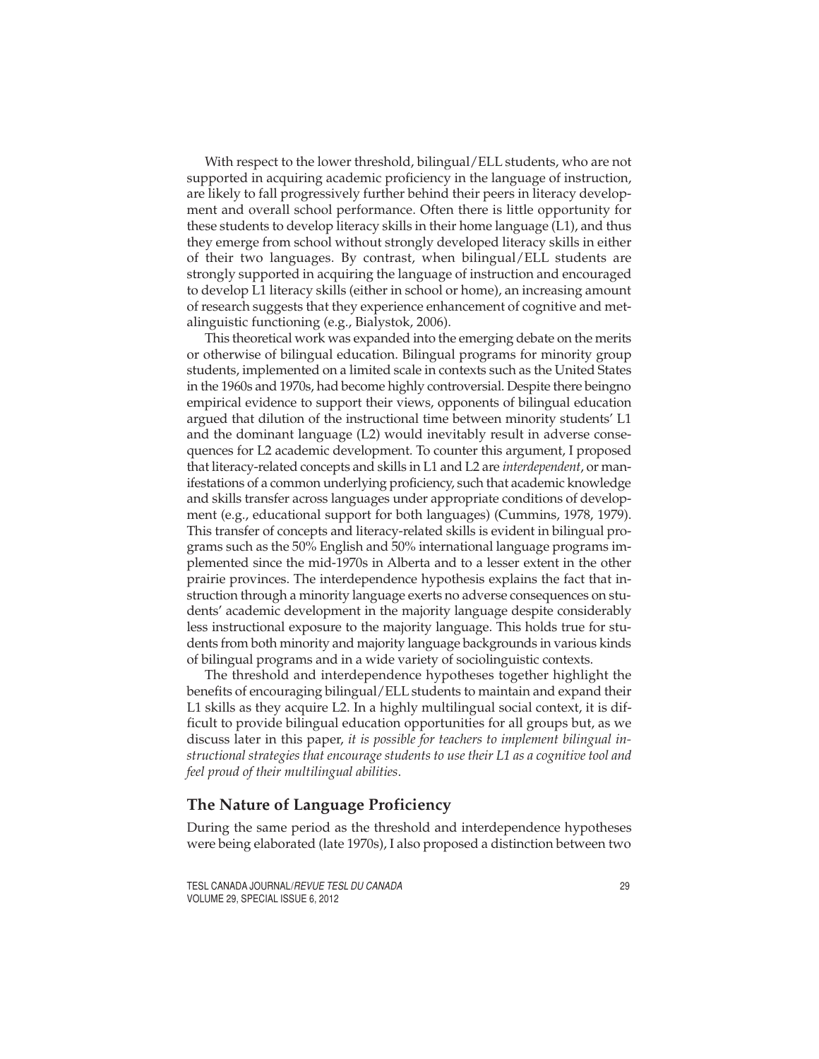With respect to the lower threshold, bilingual/ELL students, who are not supported in acquiring academic proficiency in the language of instruction, are likely to fall progressively further behind their peers in literacy development and overall school performance. Often there is little opportunity for these students to develop literacy skills in their home language (L1), and thus they emerge from school without strongly developed literacy skills in either of their two languages. By contrast, when bilingual/ELL students are strongly supported in acquiring the language of instruction and encouraged to develop L1 literacy skills (either in school or home), an increasing amount of research suggests that they experience enhancement of cognitive and metalinguistic functioning (e.g., Bialystok, 2006).

This theoretical work was expanded into the emerging debate on the merits or otherwise of bilingual education. Bilingual programs for minority group students, implemented on a limited scale in contexts such as the United States in the 1960s and 1970s, had become highly controversial. Despite there beingno empirical evidence to support their views, opponents of bilingual education argued that dilution of the instructional time between minority students' L1 and the dominant language (L2) would inevitably result in adverse consequences for L2 academic development. To counter this argument, I proposed that literacy-related concepts and skills in L1 and L2 are *interdependent*, or manifestations of a common underlying proficiency, such that academic knowledge and skills transfer across languages under appropriate conditions of development (e.g., educational support for both languages) (Cummins, 1978, 1979). This transfer of concepts and literacy-related skills is evident in bilingual programs such as the 50% English and 50% international language programs implemented since the mid-1970s in Alberta and to a lesser extent in the other prairie provinces. The interdependence hypothesis explains the fact that instruction through a minority language exerts no adverse consequences on students' academic development in the majority language despite considerably less instructional exposure to the majority language. This holds true for students from both minority and majority language backgrounds in various kinds of bilingual programs and in a wide variety of sociolinguistic contexts.

The threshold and interdependence hypotheses together highlight the benefits of encouraging bilingual/ELL students to maintain and expand their L1 skills as they acquire L2. In a highly multilingual social context, it is difficult to provide bilingual education opportunities for all groups but, as we discuss later in this paper, *it is possible for teachers to implement bilingual instructional strategies that encourage students to use their L1 as a cognitive tool and feel proud of their multilingual abilities*.

## The Nature of Language Proficiency

During the same period as the threshold and interdependence hypotheses were being elaborated (late 1970s), I also proposed a distinction between two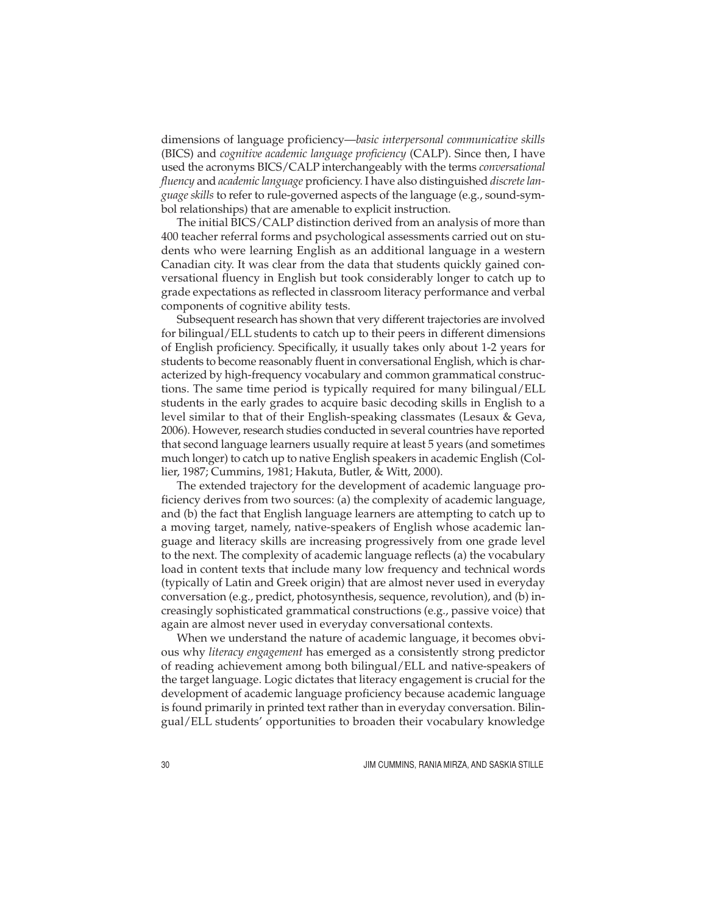dimensions of language proficiency—*basic interpersonal communicative skills* (BICS) and *cognitive academic language proficiency* (CALP). Since then, I have used the acronyms BICS/CALP interchangeably with the terms *conversational fluency* and *academic language* proficiency. I have also distinguished *discrete language skills* to refer to rule-governed aspects of the language (e.g., sound-symbol relationships) that are amenable to explicit instruction.

The initial BICS/CALP distinction derived from an analysis of more than 400 teacher referral forms and psychological assessments carried out on students who were learning English as an additional language in a western Canadian city. It was clear from the data that students quickly gained conversational fluency in English but took considerably longer to catch up to grade expectations as reflected in classroom literacy performance and verbal components of cognitive ability tests.

Subsequent research has shown that very different trajectories are involved for bilingual/ELL students to catch up to their peers in different dimensions of English proficiency. Specifically, it usually takes only about 1-2 years for students to become reasonably fluent in conversational English, which is characterized by high-frequency vocabulary and common grammatical constructions. The same time period is typically required for many bilingual/ELL students in the early grades to acquire basic decoding skills in English to a level similar to that of their English-speaking classmates (Lesaux & Geva, 2006). However, research studies conducted in several countries have reported that second language learners usually require at least 5 years (and sometimes much longer) to catch up to native English speakers in academic English (Collier, 1987; Cummins, 1981; Hakuta, Butler, & Witt, 2000).

The extended trajectory for the development of academic language proficiency derives from two sources: (a) the complexity of academic language, and (b) the fact that English language learners are attempting to catch up to a moving target, namely, native-speakers of English whose academic language and literacy skills are increasing progressively from one grade level to the next. The complexity of academic language reflects (a) the vocabulary load in content texts that include many low frequency and technical words (typically of Latin and Greek origin) that are almost never used in everyday conversation (e.g., predict, photosynthesis, sequence, revolution), and (b) increasingly sophisticated grammatical constructions (e.g., passive voice) that again are almost never used in everyday conversational contexts.

When we understand the nature of academic language, it becomes obvious why *literacy engagement* has emerged as a consistently strong predictor of reading achievement among both bilingual/ELL and native-speakers of the target language. Logic dictates that literacy engagement is crucial for the development of academic language proficiency because academic language is found primarily in printed text rather than in everyday conversation. Bilingual/ELL students' opportunities to broaden their vocabulary knowledge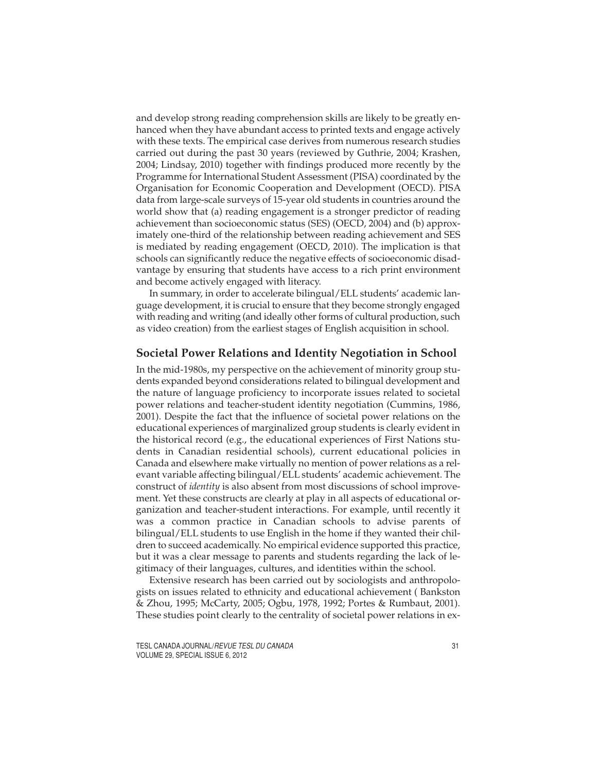and develop strong reading comprehension skills are likely to be greatly enhanced when they have abundant access to printed texts and engage actively with these texts. The empirical case derives from numerous research studies carried out during the past 30 years (reviewed by Guthrie, 2004; Krashen, 2004; Lindsay, 2010) together with findings produced more recently by the Programme for International Student Assessment (PISA) coordinated by the Organisation for Economic Cooperation and Development (OECD). PISA data from large-scale surveys of 15-year old students in countries around the world show that (a) reading engagement is a stronger predictor of reading achievement than socioeconomic status (SES) (OECD, 2004) and (b) approximately one-third of the relationship between reading achievement and SES is mediated by reading engagement (OECD, 2010). The implication is that schools can significantly reduce the negative effects of socioeconomic disadvantage by ensuring that students have access to a rich print environment and become actively engaged with literacy.

In summary, in order to accelerate bilingual/ELL students' academic language development, it is crucial to ensure that they become strongly engaged with reading and writing (and ideally other forms of cultural production, such as video creation) from the earliest stages of English acquisition in school.

## Societal Power Relations and Identity Negotiation in School

In the mid-1980s, my perspective on the achievement of minority group students expanded beyond considerations related to bilingual development and the nature of language proficiency to incorporate issues related to societal power relations and teacher-student identity negotiation (Cummins, 1986, 2001). Despite the fact that the influence of societal power relations on the educational experiences of marginalized group students is clearly evident in the historical record (e.g., the educational experiences of First Nations students in Canadian residential schools), current educational policies in Canada and elsewhere make virtually no mention of power relations as a relevant variable affecting bilingual/ELL students' academic achievement. The construct of *identity* is also absent from most discussions of school improvement. Yet these constructs are clearly at play in all aspects of educational organization and teacher-student interactions. For example, until recently it was a common practice in Canadian schools to advise parents of bilingual/ELL students to use English in the home if they wanted their children to succeed academically. No empirical evidence supported this practice, but it was a clear message to parents and students regarding the lack of legitimacy of their languages, cultures, and identities within the school.

Extensive research has been carried out by sociologists and anthropologists on issues related to ethnicity and educational achievement ( Bankston & Zhou, 1995; McCarty, 2005; Ogbu, 1978, 1992; Portes & Rumbaut, 2001). These studies point clearly to the centrality of societal power relations in ex-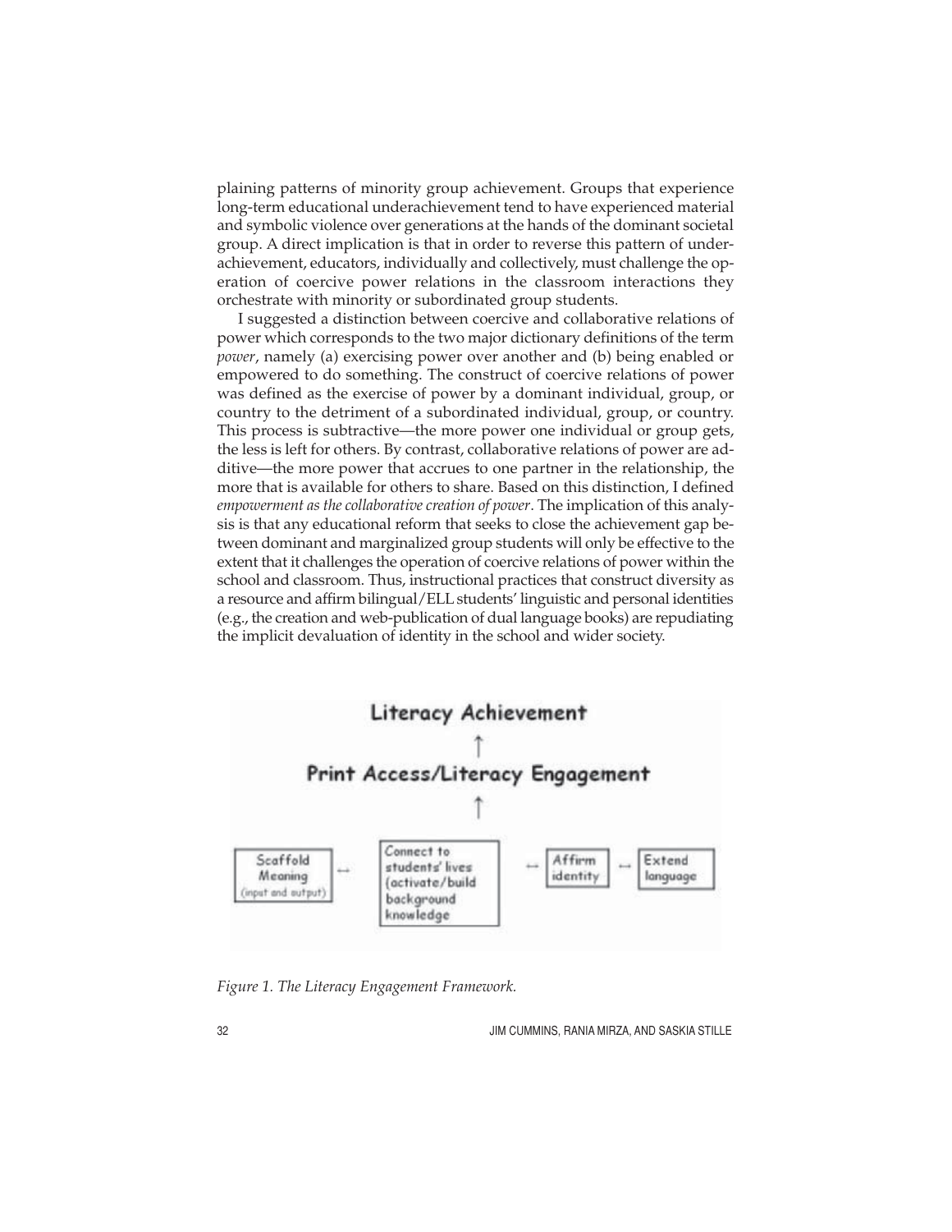plaining patterns of minority group achievement. Groups that experience long-term educational underachievement tend to have experienced material and symbolic violence over generations at the hands of the dominant societal group. A direct implication is that in order to reverse this pattern of underachievement, educators, individually and collectively, must challenge the operation of coercive power relations in the classroom interactions they orchestrate with minority or subordinated group students.

I suggested a distinction between coercive and collaborative relations of power which corresponds to the two major dictionary definitions of the term *power*, namely (a) exercising power over another and (b) being enabled or empowered to do something. The construct of coercive relations of power was defined as the exercise of power by a dominant individual, group, or country to the detriment of a subordinated individual, group, or country. This process is subtractive—the more power one individual or group gets, the less is left for others. By contrast, collaborative relations of power are additive—the more power that accrues to one partner in the relationship, the more that is available for others to share. Based on this distinction, I defined *empowerment as the collaborative creation of power*. The implication of this analysis is that any educational reform that seeks to close the achievement gap between dominant and marginalized group students will only be effective to the extent that it challenges the operation of coercive relations of power within the school and classroom. Thus, instructional practices that construct diversity as a resource and affirm bilingual/ELL students' linguistic and personal identities (e.g., the creation and web-publication of dual language books) are repudiating the implicit devaluation of identity in the school and wider society.

Literacy Achievement

Print Access/Literacy Engagement

Scaffold Meaning (input and output)

Connect to students' lives (activate/build background knowledge

Affirm identity

Extend language

*Figure 1. The Literacy Engagement Framework.*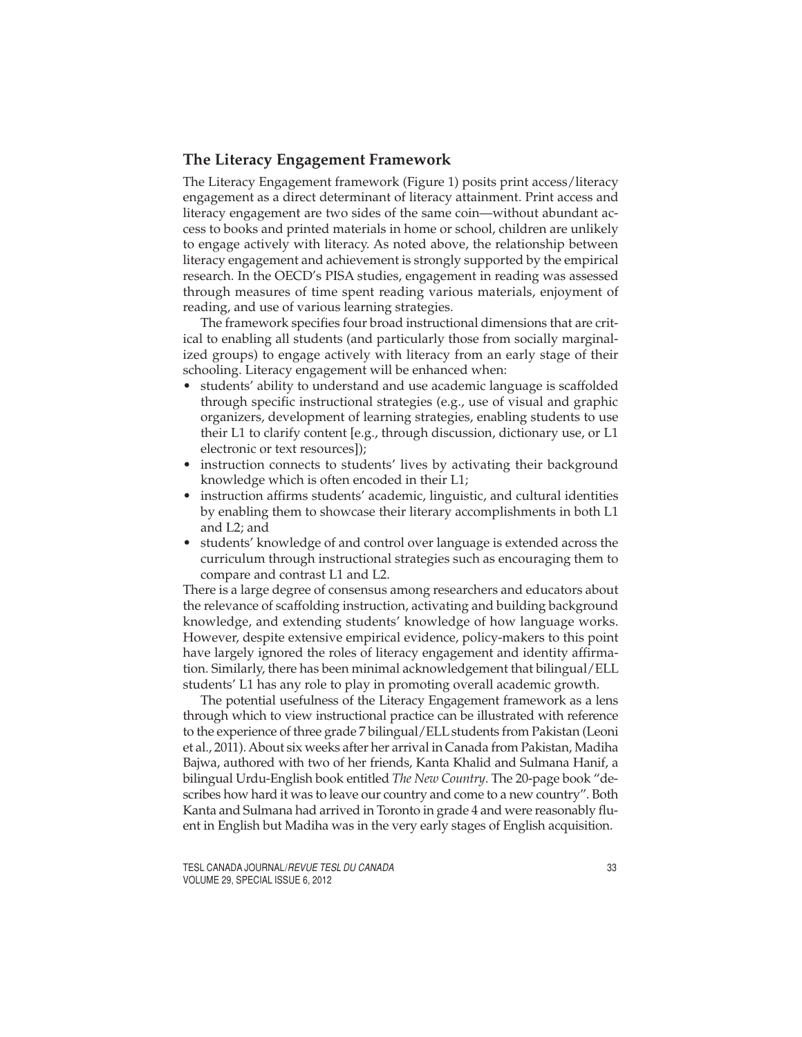## The Literacy Engagement Framework

The Literacy Engagement framework (Figure 1) posits print access/literacy engagement as a direct determinant of literacy attainment. Print access and literacy engagement are two sides of the same coin—without abundant access to books and printed materials in home or school, children are unlikely to engage actively with literacy. As noted above, the relationship between literacy engagement and achievement is strongly supported by the empirical research. In the OECD's PISA studies, engagement in reading was assessed through measures of time spent reading various materials, enjoyment of reading, and use of various learning strategies.

The framework specifies four broad instructional dimensions that are critical to enabling all students (and particularly those from socially marginalized groups) to engage actively with literacy from an early stage of their schooling. Literacy engagement will be enhanced when:

- students' ability to understand and use academic language is scaffolded through specific instructional strategies (e.g., use of visual and graphic organizers, development of learning strategies, enabling students to use their L1 to clarify content [e.g., through discussion, dictionary use, or L1 electronic or text resources]);
- instruction connects to students' lives by activating their background knowledge which is often encoded in their L1;
- instruction affirms students' academic, linguistic, and cultural identities by enabling them to showcase their literary accomplishments in both L1 and L2; and
- students' knowledge of and control over language is extended across the curriculum through instructional strategies such as encouraging them to compare and contrast L1 and L2.

There is a large degree of consensus among researchers and educators about the relevance of scaffolding instruction, activating and building background knowledge, and extending students' knowledge of how language works. However, despite extensive empirical evidence, policy-makers to this point have largely ignored the roles of literacy engagement and identity affirmation. Similarly, there has been minimal acknowledgement that bilingual/ELL students' L1 has any role to play in promoting overall academic growth.

The potential usefulness of the Literacy Engagement framework as a lens through which to view instructional practice can be illustrated with reference to the experience of three grade 7 bilingual/ELL students from Pakistan (Leoni et al., 2011). About six weeks after her arrival in Canada from Pakistan, Madiha Bajwa, authored with two of her friends, Kanta Khalid and Sulmana Hanif, a bilingual Urdu-English book entitled *The New Country*. The 20-page book "describes how hard it was to leave our country and come to a new country". Both Kanta and Sulmana had arrived in Toronto in grade 4 and were reasonably fluent in English but Madiha was in the very early stages of English acquisition.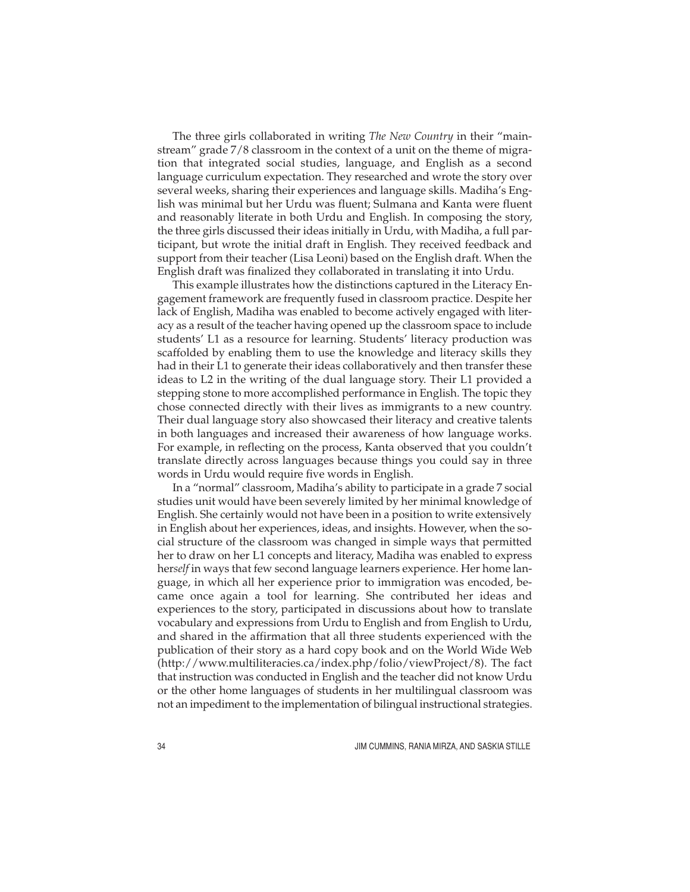The three girls collaborated in writing *The New Country* in their "mainstream" grade 7/8 classroom in the context of a unit on the theme of migration that integrated social studies, language, and English as a second language curriculum expectation. They researched and wrote the story over several weeks, sharing their experiences and language skills. Madiha's English was minimal but her Urdu was fluent; Sulmana and Kanta were fluent and reasonably literate in both Urdu and English. In composing the story, the three girls discussed their ideas initially in Urdu, with Madiha, a full participant, but wrote the initial draft in English. They received feedback and support from their teacher (Lisa Leoni) based on the English draft. When the English draft was finalized they collaborated in translating it into Urdu.

This example illustrates how the distinctions captured in the Literacy Engagement framework are frequently fused in classroom practice. Despite her lack of English, Madiha was enabled to become actively engaged with literacy as a result of the teacher having opened up the classroom space to include students' L1 as a resource for learning. Students' literacy production was scaffolded by enabling them to use the knowledge and literacy skills they had in their L1 to generate their ideas collaboratively and then transfer these ideas to L2 in the writing of the dual language story. Their L1 provided a stepping stone to more accomplished performance in English. The topic they chose connected directly with their lives as immigrants to a new country. Their dual language story also showcased their literacy and creative talents in both languages and increased their awareness of how language works. For example, in reflecting on the process, Kanta observed that you couldn't translate directly across languages because things you could say in three words in Urdu would require five words in English.

In a "normal" classroom, Madiha's ability to participate in a grade 7 social studies unit would have been severely limited by her minimal knowledge of English. She certainly would not have been in a position to write extensively in English about her experiences, ideas, and insights. However, when the social structure of the classroom was changed in simple ways that permitted her to draw on her L1 concepts and literacy, Madiha was enabled to express her*self* in ways that few second language learners experience. Her home language, in which all her experience prior to immigration was encoded, became once again a tool for learning. She contributed her ideas and experiences to the story, participated in discussions about how to translate vocabulary and expressions from Urdu to English and from English to Urdu, and shared in the affirmation that all three students experienced with the publication of their story as a hard copy book and on the World Wide Web (http://www.multiliteracies.ca/index.php/folio/viewProject/8). The fact that instruction was conducted in English and the teacher did not know Urdu or the other home languages of students in her multilingual classroom was not an impediment to the implementation of bilingual instructional strategies.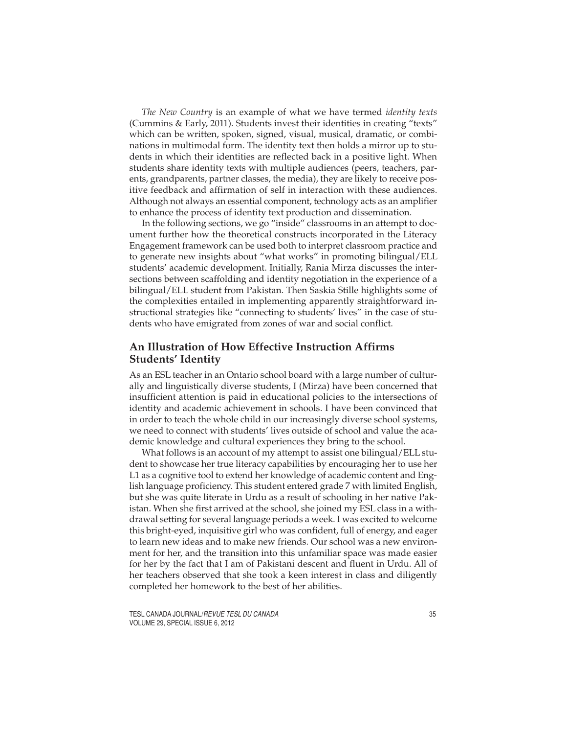*The New Country* is an example of what we have termed *identity texts* (Cummins & Early, 2011). Students invest their identities in creating "texts" which can be written, spoken, signed, visual, musical, dramatic, or combinations in multimodal form. The identity text then holds a mirror up to students in which their identities are reflected back in a positive light. When students share identity texts with multiple audiences (peers, teachers, parents, grandparents, partner classes, the media), they are likely to receive positive feedback and affirmation of self in interaction with these audiences. Although not always an essential component, technology acts as an amplifier to enhance the process of identity text production and dissemination.

In the following sections, we go "inside" classrooms in an attempt to document further how the theoretical constructs incorporated in the Literacy Engagement framework can be used both to interpret classroom practice and to generate new insights about "what works" in promoting bilingual/ELL students' academic development. Initially, Rania Mirza discusses the intersections between scaffolding and identity negotiation in the experience of a bilingual/ELL student from Pakistan. Then Saskia Stille highlights some of the complexities entailed in implementing apparently straightforward instructional strategies like "connecting to students' lives" in the case of students who have emigrated from zones of war and social conflict.

## An Illustration of How Effective Instruction Affirms Students' Identity

As an ESL teacher in an Ontario school board with a large number of culturally and linguistically diverse students, I (Mirza) have been concerned that insufficient attention is paid in educational policies to the intersections of identity and academic achievement in schools. I have been convinced that in order to teach the whole child in our increasingly diverse school systems, we need to connect with students' lives outside of school and value the academic knowledge and cultural experiences they bring to the school.

What follows is an account of my attempt to assist one bilingual/ELL student to showcase her true literacy capabilities by encouraging her to use her L1 as a cognitive tool to extend her knowledge of academic content and English language proficiency. This student entered grade 7 with limited English, but she was quite literate in Urdu as a result of schooling in her native Pakistan. When she first arrived at the school, she joined my ESL class in a withdrawal setting for several language periods a week. I was excited to welcome this bright-eyed, inquisitive girl who was confident, full of energy, and eager to learn new ideas and to make new friends. Our school was a new environment for her, and the transition into this unfamiliar space was made easier for her by the fact that I am of Pakistani descent and fluent in Urdu. All of her teachers observed that she took a keen interest in class and diligently completed her homework to the best of her abilities.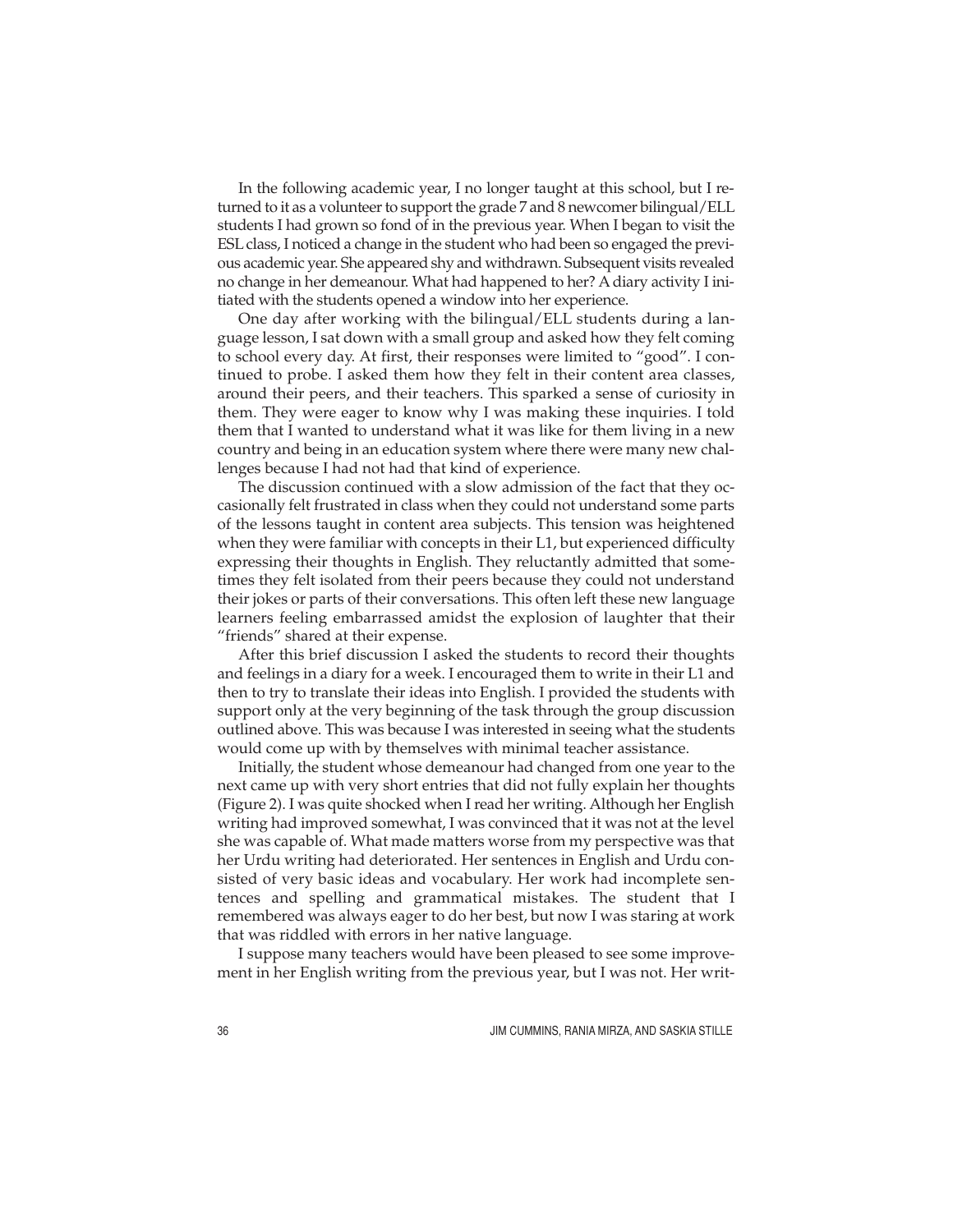In the following academic year, I no longer taught at this school, but I returned to it as a volunteer to support the grade 7 and 8 newcomer bilingual/ELL students I had grown so fond of in the previous year. When I began to visit the ESL class, I noticed a change in the student who had been so engaged the previous academic year. She appeared shy and withdrawn. Subsequent visits revealed no change in her demeanour. What had happened to her? A diary activity I initiated with the students opened a window into her experience.

One day after working with the bilingual/ELL students during a language lesson, I sat down with a small group and asked how they felt coming to school every day. At first, their responses were limited to "good". I continued to probe. I asked them how they felt in their content area classes, around their peers, and their teachers. This sparked a sense of curiosity in them. They were eager to know why I was making these inquiries. I told them that I wanted to understand what it was like for them living in a new country and being in an education system where there were many new challenges because I had not had that kind of experience.

The discussion continued with a slow admission of the fact that they occasionally felt frustrated in class when they could not understand some parts of the lessons taught in content area subjects. This tension was heightened when they were familiar with concepts in their L1, but experienced difficulty expressing their thoughts in English. They reluctantly admitted that sometimes they felt isolated from their peers because they could not understand their jokes or parts of their conversations. This often left these new language learners feeling embarrassed amidst the explosion of laughter that their "friends" shared at their expense.

After this brief discussion I asked the students to record their thoughts and feelings in a diary for a week. I encouraged them to write in their L1 and then to try to translate their ideas into English. I provided the students with support only at the very beginning of the task through the group discussion outlined above. This was because I was interested in seeing what the students would come up with by themselves with minimal teacher assistance.

Initially, the student whose demeanour had changed from one year to the next came up with very short entries that did not fully explain her thoughts (Figure 2). I was quite shocked when I read her writing. Although her English writing had improved somewhat, I was convinced that it was not at the level she was capable of. What made matters worse from my perspective was that her Urdu writing had deteriorated. Her sentences in English and Urdu consisted of very basic ideas and vocabulary. Her work had incomplete sentences and spelling and grammatical mistakes. The student that I remembered was always eager to do her best, but now I was staring at work that was riddled with errors in her native language.

I suppose many teachers would have been pleased to see some improvement in her English writing from the previous year, but I was not. Her writ-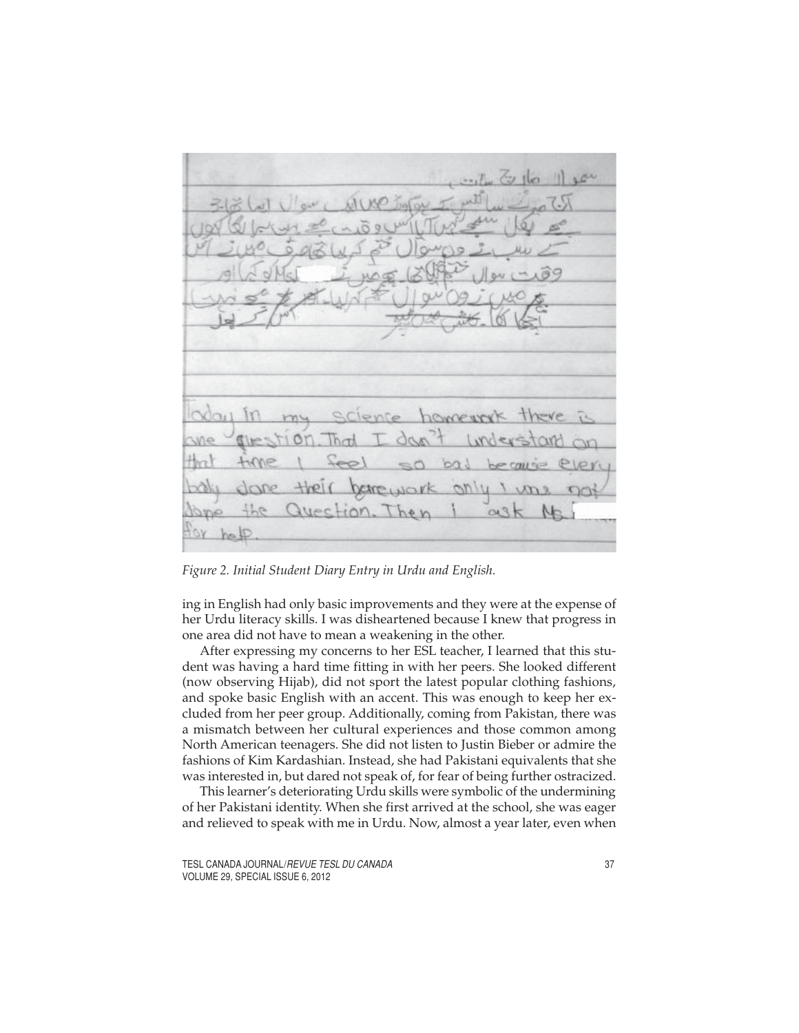Today in my science homework there is one question. That I don't understand on that time I feel so bad because every body done their homework only I was not done the Question. Then I ask Ms [redacted] for help.

*Figure 2. Initial Student Diary Entry in Urdu and English.*

ing in English had only basic improvements and they were at the expense of her Urdu literacy skills. I was disheartened because I knew that progress in one area did not have to mean a weakening in the other.

After expressing my concerns to her ESL teacher, I learned that this student was having a hard time fitting in with her peers. She looked different (now observing Hijab), did not sport the latest popular clothing fashions, and spoke basic English with an accent. This was enough to keep her excluded from her peer group. Additionally, coming from Pakistan, there was a mismatch between her cultural experiences and those common among North American teenagers. She did not listen to Justin Bieber or admire the fashions of Kim Kardashian. Instead, she had Pakistani equivalents that she was interested in, but dared not speak of, for fear of being further ostracized.

This learner's deteriorating Urdu skills were symbolic of the undermining of her Pakistani identity. When she first arrived at the school, she was eager and relieved to speak with me in Urdu. Now, almost a year later, even when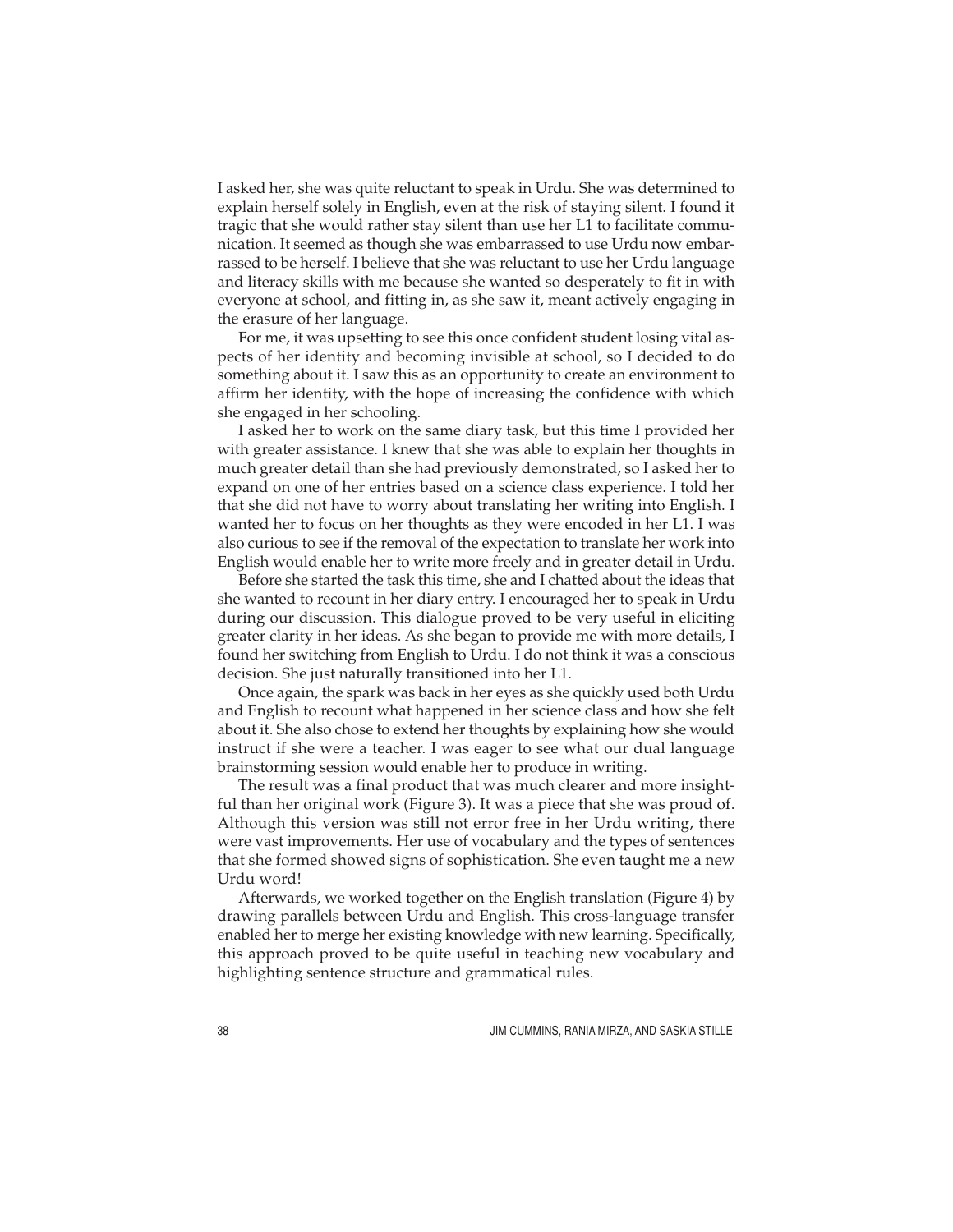I asked her, she was quite reluctant to speak in Urdu. She was determined to explain herself solely in English, even at the risk of staying silent. I found it tragic that she would rather stay silent than use her L1 to facilitate communication. It seemed as though she was embarrassed to use Urdu now embarrassed to be herself. I believe that she was reluctant to use her Urdu language and literacy skills with me because she wanted so desperately to fit in with everyone at school, and fitting in, as she saw it, meant actively engaging in the erasure of her language.

For me, it was upsetting to see this once confident student losing vital aspects of her identity and becoming invisible at school, so I decided to do something about it. I saw this as an opportunity to create an environment to affirm her identity, with the hope of increasing the confidence with which she engaged in her schooling.

I asked her to work on the same diary task, but this time I provided her with greater assistance. I knew that she was able to explain her thoughts in much greater detail than she had previously demonstrated, so I asked her to expand on one of her entries based on a science class experience. I told her that she did not have to worry about translating her writing into English. I wanted her to focus on her thoughts as they were encoded in her L1. I was also curious to see if the removal of the expectation to translate her work into English would enable her to write more freely and in greater detail in Urdu.

Before she started the task this time, she and I chatted about the ideas that she wanted to recount in her diary entry. I encouraged her to speak in Urdu during our discussion. This dialogue proved to be very useful in eliciting greater clarity in her ideas. As she began to provide me with more details, I found her switching from English to Urdu. I do not think it was a conscious decision. She just naturally transitioned into her L1.

Once again, the spark was back in her eyes as she quickly used both Urdu and English to recount what happened in her science class and how she felt about it. She also chose to extend her thoughts by explaining how she would instruct if she were a teacher. I was eager to see what our dual language brainstorming session would enable her to produce in writing.

The result was a final product that was much clearer and more insightful than her original work (Figure 3). It was a piece that she was proud of. Although this version was still not error free in her Urdu writing, there were vast improvements. Her use of vocabulary and the types of sentences that she formed showed signs of sophistication. She even taught me a new Urdu word!

Afterwards, we worked together on the English translation (Figure 4) by drawing parallels between Urdu and English. This cross-language transfer enabled her to merge her existing knowledge with new learning. Specifically, this approach proved to be quite useful in teaching new vocabulary and highlighting sentence structure and grammatical rules.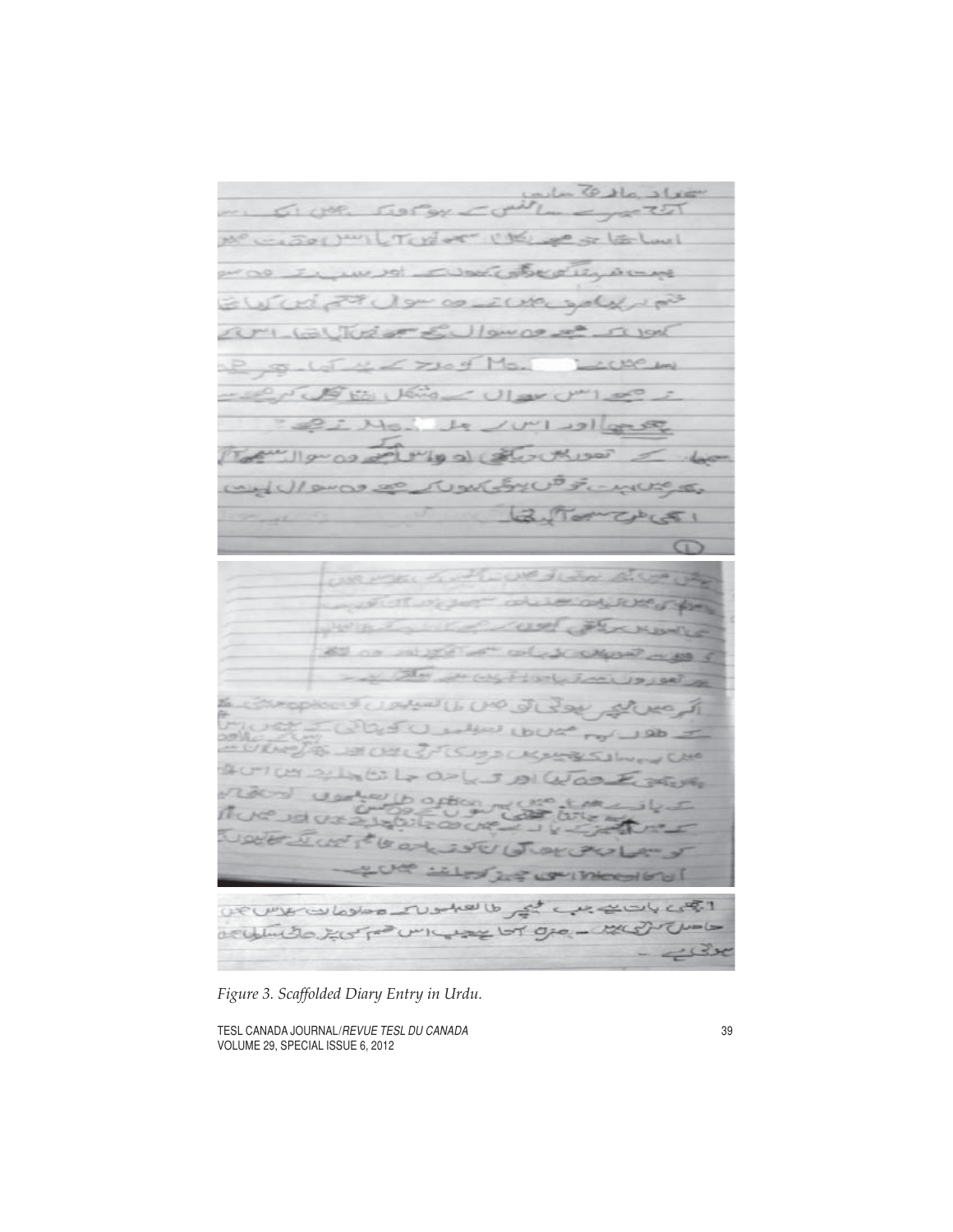*Figure 3. Scaffolded Diary Entry in Urdu.*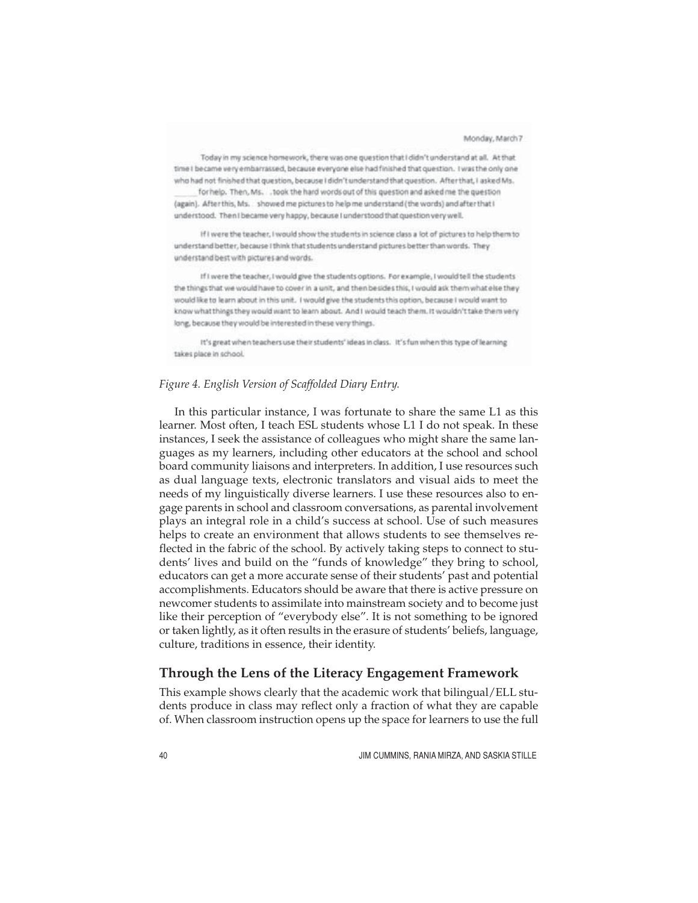Monday, March 7

Today in my science homework, there was one question that I didn't understand at all. At that time I became very embarrassed, because everyone else had finished that question. I was the only one who had not finished that question, because I didn't understand that question. After that, I asked Ms. ______ for help. Then, Ms. . took the hard words out of this question and asked me the question (again). After this, Ms. showed me pictures to help me understand (the words) and after that I understood. Then I became very happy, because I understood that question very well.

If I were the teacher, I would show the students in science class a lot of pictures to help them to understand better, because I think that students understand pictures better than words. They understand best with pictures and words.

If I were the teacher, I would give the students options. For example, I would tell the students the things that we would have to cover in a unit, and then besides this, I would ask them what else they would like to learn about in this unit. I would give the students this option, because I would want to know what things they would want to learn about. And I would teach them. It wouldn't take them very long, because they would be interested in these very things.

It's great when teachers use their students' ideas in class. It's fun when this type of learning takes place in school.

*Figure 4. English Version of Scaffolded Diary Entry.*

In this particular instance, I was fortunate to share the same L1 as this learner. Most often, I teach ESL students whose L1 I do not speak. In these instances, I seek the assistance of colleagues who might share the same languages as my learners, including other educators at the school and school board community liaisons and interpreters. In addition, I use resources such as dual language texts, electronic translators and visual aids to meet the needs of my linguistically diverse learners. I use these resources also to engage parents in school and classroom conversations, as parental involvement plays an integral role in a child's success at school. Use of such measures helps to create an environment that allows students to see themselves reflected in the fabric of the school. By actively taking steps to connect to students' lives and build on the "funds of knowledge" they bring to school, educators can get a more accurate sense of their students' past and potential accomplishments. Educators should be aware that there is active pressure on newcomer students to assimilate into mainstream society and to become just like their perception of "everybody else". It is not something to be ignored or taken lightly, as it often results in the erasure of students' beliefs, language, culture, traditions in essence, their identity.

## Through the Lens of the Literacy Engagement Framework

This example shows clearly that the academic work that bilingual/ELL students produce in class may reflect only a fraction of what they are capable of. When classroom instruction opens up the space for learners to use the full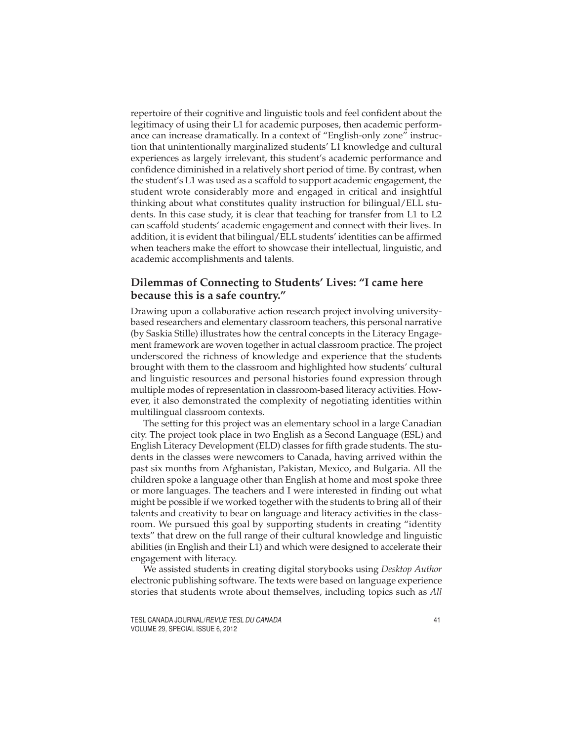repertoire of their cognitive and linguistic tools and feel confident about the legitimacy of using their L1 for academic purposes, then academic performance can increase dramatically. In a context of "English-only zone" instruction that unintentionally marginalized students' L1 knowledge and cultural experiences as largely irrelevant, this student's academic performance and confidence diminished in a relatively short period of time. By contrast, when the student's L1 was used as a scaffold to support academic engagement, the student wrote considerably more and engaged in critical and insightful thinking about what constitutes quality instruction for bilingual/ELL students. In this case study, it is clear that teaching for transfer from L1 to L2 can scaffold students' academic engagement and connect with their lives. In addition, it is evident that bilingual/ELL students' identities can be affirmed when teachers make the effort to showcase their intellectual, linguistic, and academic accomplishments and talents.

## Dilemmas of Connecting to Students' Lives: "I came here because this is a safe country."

Drawing upon a collaborative action research project involving university-based researchers and elementary classroom teachers, this personal narrative (by Saskia Stille) illustrates how the central concepts in the Literacy Engagement framework are woven together in actual classroom practice. The project underscored the richness of knowledge and experience that the students brought with them to the classroom and highlighted how students' cultural and linguistic resources and personal histories found expression through multiple modes of representation in classroom-based literacy activities. However, it also demonstrated the complexity of negotiating identities within multilingual classroom contexts.

The setting for this project was an elementary school in a large Canadian city. The project took place in two English as a Second Language (ESL) and English Literacy Development (ELD) classes for fifth grade students. The students in the classes were newcomers to Canada, having arrived within the past six months from Afghanistan, Pakistan, Mexico, and Bulgaria. All the children spoke a language other than English at home and most spoke three or more languages. The teachers and I were interested in finding out what might be possible if we worked together with the students to bring all of their talents and creativity to bear on language and literacy activities in the classroom. We pursued this goal by supporting students in creating "identity texts" that drew on the full range of their cultural knowledge and linguistic abilities (in English and their L1) and which were designed to accelerate their engagement with literacy.

We assisted students in creating digital storybooks using *Desktop Author* electronic publishing software. The texts were based on language experience stories that students wrote about themselves, including topics such as *All*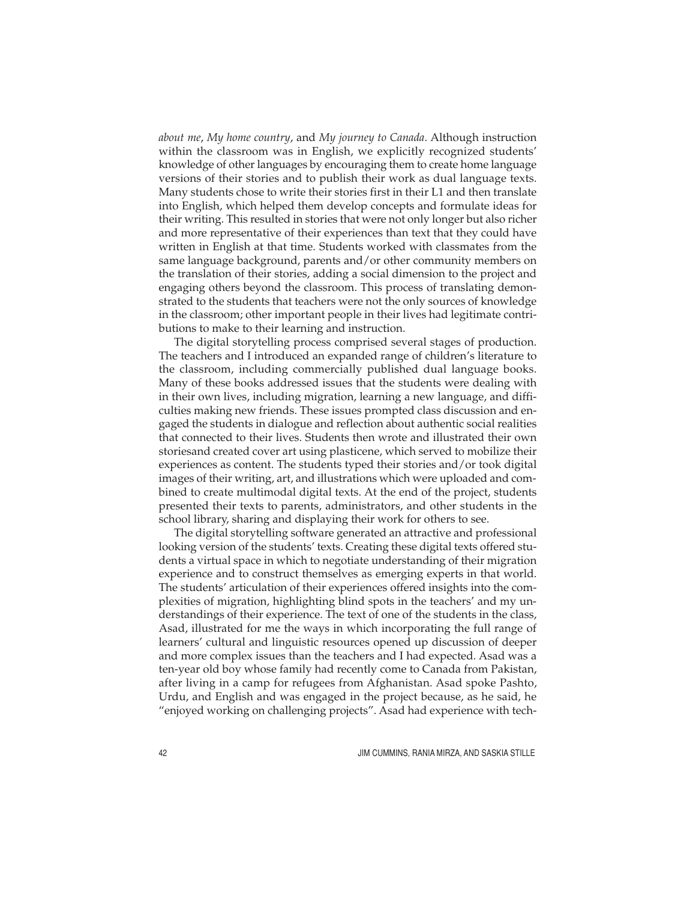*about me*, *My home country*, and *My journey to Canada*. Although instruction within the classroom was in English, we explicitly recognized students' knowledge of other languages by encouraging them to create home language versions of their stories and to publish their work as dual language texts. Many students chose to write their stories first in their L1 and then translate into English, which helped them develop concepts and formulate ideas for their writing. This resulted in stories that were not only longer but also richer and more representative of their experiences than text that they could have written in English at that time. Students worked with classmates from the same language background, parents and/or other community members on the translation of their stories, adding a social dimension to the project and engaging others beyond the classroom. This process of translating demonstrated to the students that teachers were not the only sources of knowledge in the classroom; other important people in their lives had legitimate contributions to make to their learning and instruction.

The digital storytelling process comprised several stages of production. The teachers and I introduced an expanded range of children's literature to the classroom, including commercially published dual language books. Many of these books addressed issues that the students were dealing with in their own lives, including migration, learning a new language, and difficulties making new friends. These issues prompted class discussion and engaged the students in dialogue and reflection about authentic social realities that connected to their lives. Students then wrote and illustrated their own storiesand created cover art using plasticene, which served to mobilize their experiences as content. The students typed their stories and/or took digital images of their writing, art, and illustrations which were uploaded and combined to create multimodal digital texts. At the end of the project, students presented their texts to parents, administrators, and other students in the school library, sharing and displaying their work for others to see.

The digital storytelling software generated an attractive and professional looking version of the students' texts. Creating these digital texts offered students a virtual space in which to negotiate understanding of their migration experience and to construct themselves as emerging experts in that world. The students' articulation of their experiences offered insights into the complexities of migration, highlighting blind spots in the teachers' and my understandings of their experience. The text of one of the students in the class, Asad, illustrated for me the ways in which incorporating the full range of learners' cultural and linguistic resources opened up discussion of deeper and more complex issues than the teachers and I had expected. Asad was a ten-year old boy whose family had recently come to Canada from Pakistan, after living in a camp for refugees from Afghanistan. Asad spoke Pashto, Urdu, and English and was engaged in the project because, as he said, he "enjoyed working on challenging projects". Asad had experience with tech-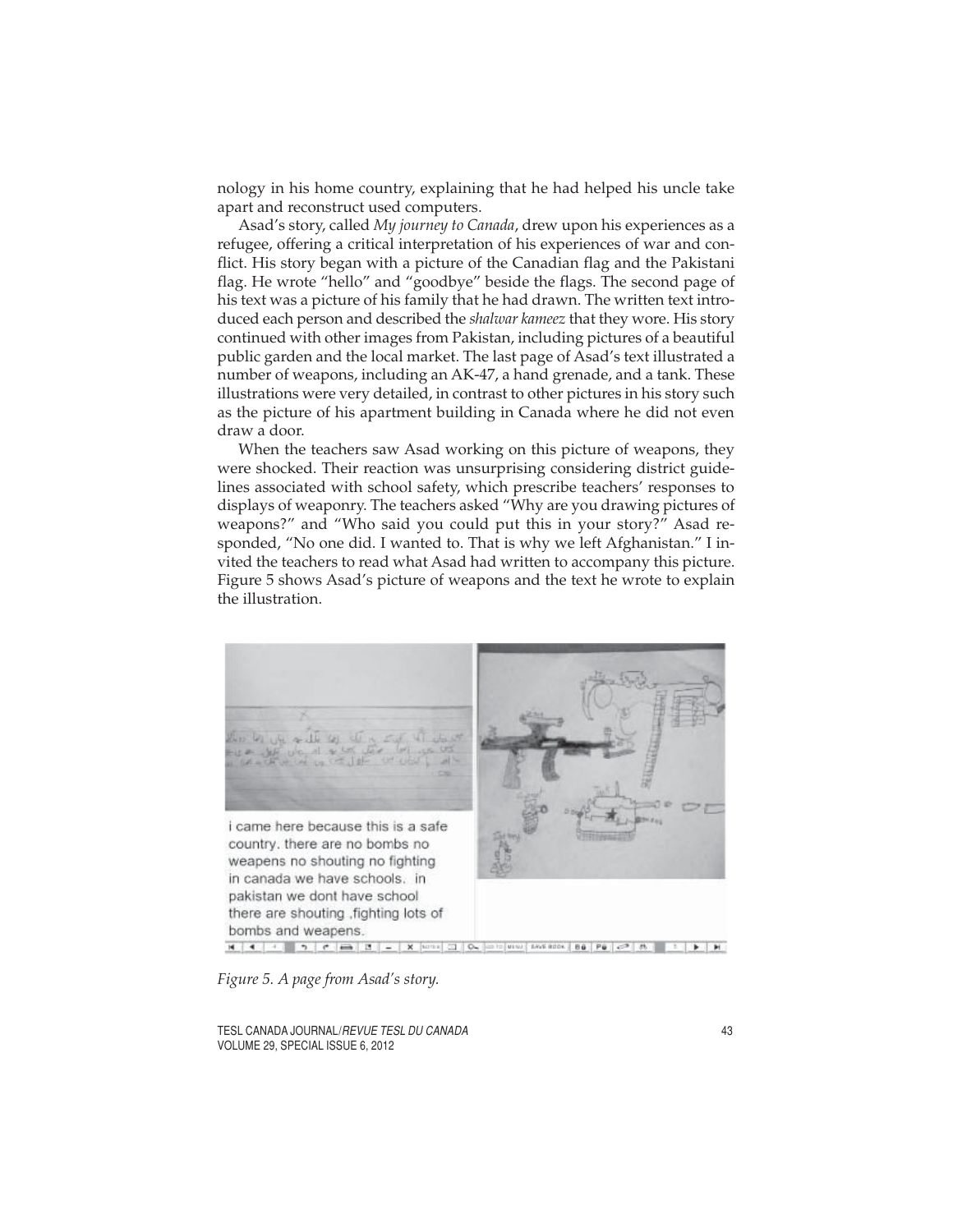nology in his home country, explaining that he had helped his uncle take apart and reconstruct used computers.

Asad's story, called *My journey to Canada*, drew upon his experiences as a refugee, offering a critical interpretation of his experiences of war and conflict. His story began with a picture of the Canadian flag and the Pakistani flag. He wrote "hello" and "goodbye" beside the flags. The second page of his text was a picture of his family that he had drawn. The written text introduced each person and described the *shalwar kameez* that they wore. His story continued with other images from Pakistan, including pictures of a beautiful public garden and the local market. The last page of Asad's text illustrated a number of weapons, including an AK-47, a hand grenade, and a tank. These illustrations were very detailed, in contrast to other pictures in his story such as the picture of his apartment building in Canada where he did not even draw a door.

When the teachers saw Asad working on this picture of weapons, they were shocked. Their reaction was unsurprising considering district guidelines associated with school safety, which prescribe teachers' responses to displays of weaponry. The teachers asked "Why are you drawing pictures of weapons?" and "Who said you could put this in your story?" Asad responded, "No one did. I wanted to. That is why we left Afghanistan." I invited the teachers to read what Asad had written to accompany this picture. Figure 5 shows Asad's picture of weapons and the text he wrote to explain the illustration.

i came here because this is a safe country. there are no bombs no weapens no shouting no fighting in canada we have schools. in pakistan we dont have school there are shouting ,fighting lots of bombs and weapens.

*Figure 5. A page from Asad's story.*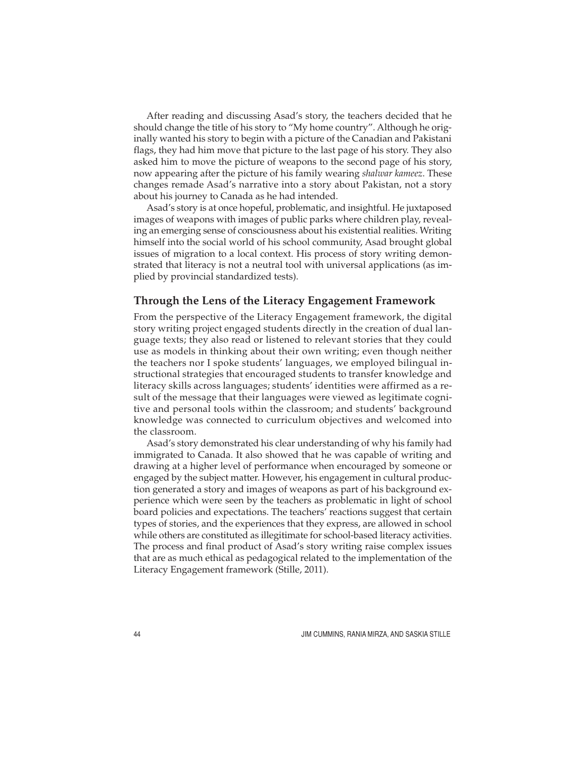After reading and discussing Asad's story, the teachers decided that he should change the title of his story to "My home country". Although he originally wanted his story to begin with a picture of the Canadian and Pakistani flags, they had him move that picture to the last page of his story. They also asked him to move the picture of weapons to the second page of his story, now appearing after the picture of his family wearing *shalwar kameez*. These changes remade Asad's narrative into a story about Pakistan, not a story about his journey to Canada as he had intended.

Asad's story is at once hopeful, problematic, and insightful. He juxtaposed images of weapons with images of public parks where children play, revealing an emerging sense of consciousness about his existential realities. Writing himself into the social world of his school community, Asad brought global issues of migration to a local context. His process of story writing demonstrated that literacy is not a neutral tool with universal applications (as implied by provincial standardized tests).

## Through the Lens of the Literacy Engagement Framework

From the perspective of the Literacy Engagement framework, the digital story writing project engaged students directly in the creation of dual language texts; they also read or listened to relevant stories that they could use as models in thinking about their own writing; even though neither the teachers nor I spoke students' languages, we employed bilingual instructional strategies that encouraged students to transfer knowledge and literacy skills across languages; students' identities were affirmed as a result of the message that their languages were viewed as legitimate cognitive and personal tools within the classroom; and students' background knowledge was connected to curriculum objectives and welcomed into the classroom.

Asad's story demonstrated his clear understanding of why his family had immigrated to Canada. It also showed that he was capable of writing and drawing at a higher level of performance when encouraged by someone or engaged by the subject matter. However, his engagement in cultural production generated a story and images of weapons as part of his background experience which were seen by the teachers as problematic in light of school board policies and expectations. The teachers' reactions suggest that certain types of stories, and the experiences that they express, are allowed in school while others are constituted as illegitimate for school-based literacy activities. The process and final product of Asad's story writing raise complex issues that are as much ethical as pedagogical related to the implementation of the Literacy Engagement framework (Stille, 2011).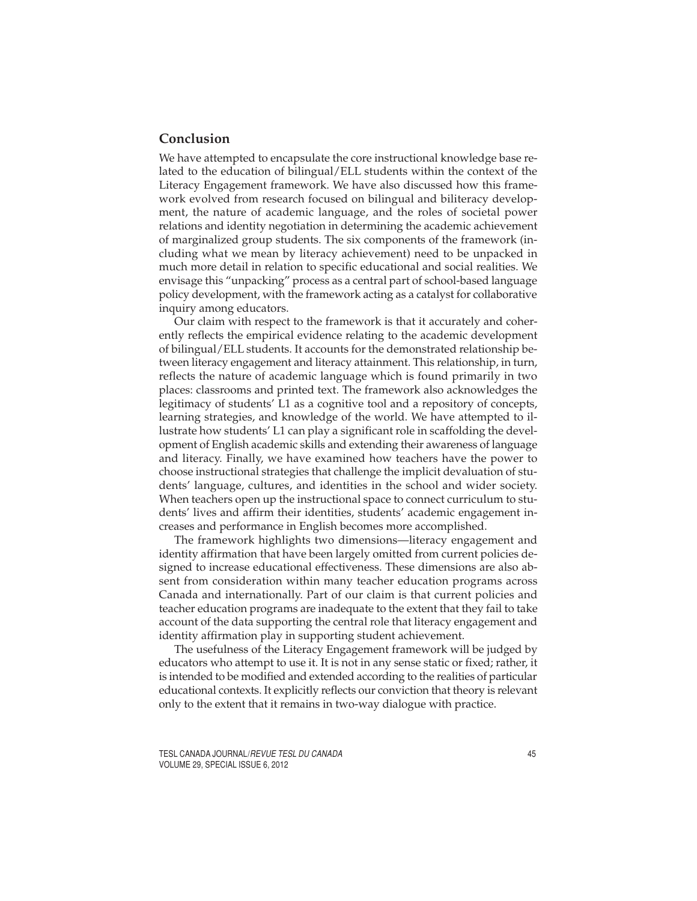## Conclusion

We have attempted to encapsulate the core instructional knowledge base related to the education of bilingual/ELL students within the context of the Literacy Engagement framework. We have also discussed how this framework evolved from research focused on bilingual and biliteracy development, the nature of academic language, and the roles of societal power relations and identity negotiation in determining the academic achievement of marginalized group students. The six components of the framework (including what we mean by literacy achievement) need to be unpacked in much more detail in relation to specific educational and social realities. We envisage this "unpacking" process as a central part of school-based language policy development, with the framework acting as a catalyst for collaborative inquiry among educators.

Our claim with respect to the framework is that it accurately and coherently reflects the empirical evidence relating to the academic development of bilingual/ELL students. It accounts for the demonstrated relationship between literacy engagement and literacy attainment. This relationship, in turn, reflects the nature of academic language which is found primarily in two places: classrooms and printed text. The framework also acknowledges the legitimacy of students' L1 as a cognitive tool and a repository of concepts, learning strategies, and knowledge of the world. We have attempted to illustrate how students' L1 can play a significant role in scaffolding the development of English academic skills and extending their awareness of language and literacy. Finally, we have examined how teachers have the power to choose instructional strategies that challenge the implicit devaluation of students' language, cultures, and identities in the school and wider society. When teachers open up the instructional space to connect curriculum to students' lives and affirm their identities, students' academic engagement increases and performance in English becomes more accomplished.

The framework highlights two dimensions—literacy engagement and identity affirmation that have been largely omitted from current policies designed to increase educational effectiveness. These dimensions are also absent from consideration within many teacher education programs across Canada and internationally. Part of our claim is that current policies and teacher education programs are inadequate to the extent that they fail to take account of the data supporting the central role that literacy engagement and identity affirmation play in supporting student achievement.

The usefulness of the Literacy Engagement framework will be judged by educators who attempt to use it. It is not in any sense static or fixed; rather, it is intended to be modified and extended according to the realities of particular educational contexts. It explicitly reflects our conviction that theory is relevant only to the extent that it remains in two-way dialogue with practice.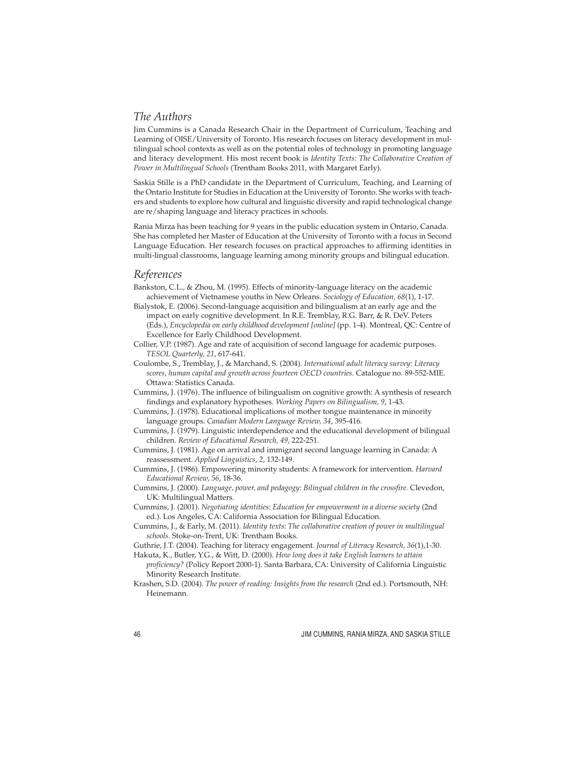## The Authors

Jim Cummins is a Canada Research Chair in the Department of Curriculum, Teaching and Learning of OISE/University of Toronto. His research focuses on literacy development in multilingual school contexts as well as on the potential roles of technology in promoting language and literacy development. His most recent book is *Identity Texts: The Collaborative Creation of Power in Multilingual Schools* (Trentham Books 2011, with Margaret Early).

Saskia Stille is a PhD candidate in the Department of Curriculum, Teaching, and Learning of the Ontario Institute for Studies in Education at the University of Toronto. She works with teachers and students to explore how cultural and linguistic diversity and rapid technological change are re/shaping language and literacy practices in schools.

Rania Mirza has been teaching for 9 years in the public education system in Ontario, Canada. She has completed her Master of Education at the University of Toronto with a focus in Second Language Education. Her research focuses on practical approaches to affirming identities in multi-lingual classrooms, language learning among minority groups and bilingual education.

## References

Bankston, C.L., & Zhou, M. (1995). Effects of minority-language literacy on the academic achievement of Vietnamese youths in New Orleans. *Sociology of Education, 68*(1), 1-17.

Bialystok, E. (2006). Second-language acquisition and bilingualism at an early age and the impact on early cognitive development. In R.E. Tremblay, R.G. Barr, & R. DeV. Peters (Eds.), *Encyclopedia on early childhood development [online]* (pp. 1-4). Montreal, QC: Centre of Excellence for Early Childhood Development.

Collier, V.P. (1987). Age and rate of acquisition of second language for academic purposes. *TESOL Quarterly, 21*, 617-641.

Coulombe, S., Tremblay, J., & Marchand, S. (2004). *International adult literacy survey: Literacy scores, human capital and growth across fourteen OECD countries.* Catalogue no. 89-552-MIE. Ottawa: Statistics Canada.

Cummins, J. (1976). The influence of bilingualism on cognitive growth: A synthesis of research findings and explanatory hypotheses. *Working Papers on Bilingualism, 9*, 1-43.

Cummins, J. (1978). Educational implications of mother tongue maintenance in minority language groups. *Canadian Modern Language Review, 34*, 395-416.

Cummins, J. (1979). Linguistic interdependence and the educational development of bilingual children. *Review of Educational Research, 49*, 222-251.

Cummins, J. (1981). Age on arrival and immigrant second language learning in Canada: A reassessment. *Applied Linguistics, 2*, 132-149.

Cummins, J. (1986). Empowering minority students: A framework for intervention. *Harvard Educational Review, 56*, 18-36.

Cummins, J. (2000). *Language, power, and pedagogy: Bilingual children in the crossfire.* Clevedon, UK: Multilingual Matters.

Cummins, J. (2001). *Negotiating identities: Education for empowerment in a diverse society* (2nd ed.). Los Angeles, CA: California Association for Bilingual Education.

Cummins, J., & Early, M. (2011). *Identity texts: The collaborative creation of power in multilingual schools*. Stoke-on-Trent, UK: Trentham Books.

Guthrie, J.T. (2004). Teaching for literacy engagement. *Journal of Literacy Research, 36*(1),1-30.

Hakuta, K., Butler, Y.G., & Witt, D. (2000). *How long does it take English learners to attain proficiency?* (Policy Report 2000-1). Santa Barbara, CA: University of California Linguistic Minority Research Institute.

Krashen, S.D. (2004). *The power of reading: Insights from the research* (2nd ed.). Portsmouth, NH: Heinemann.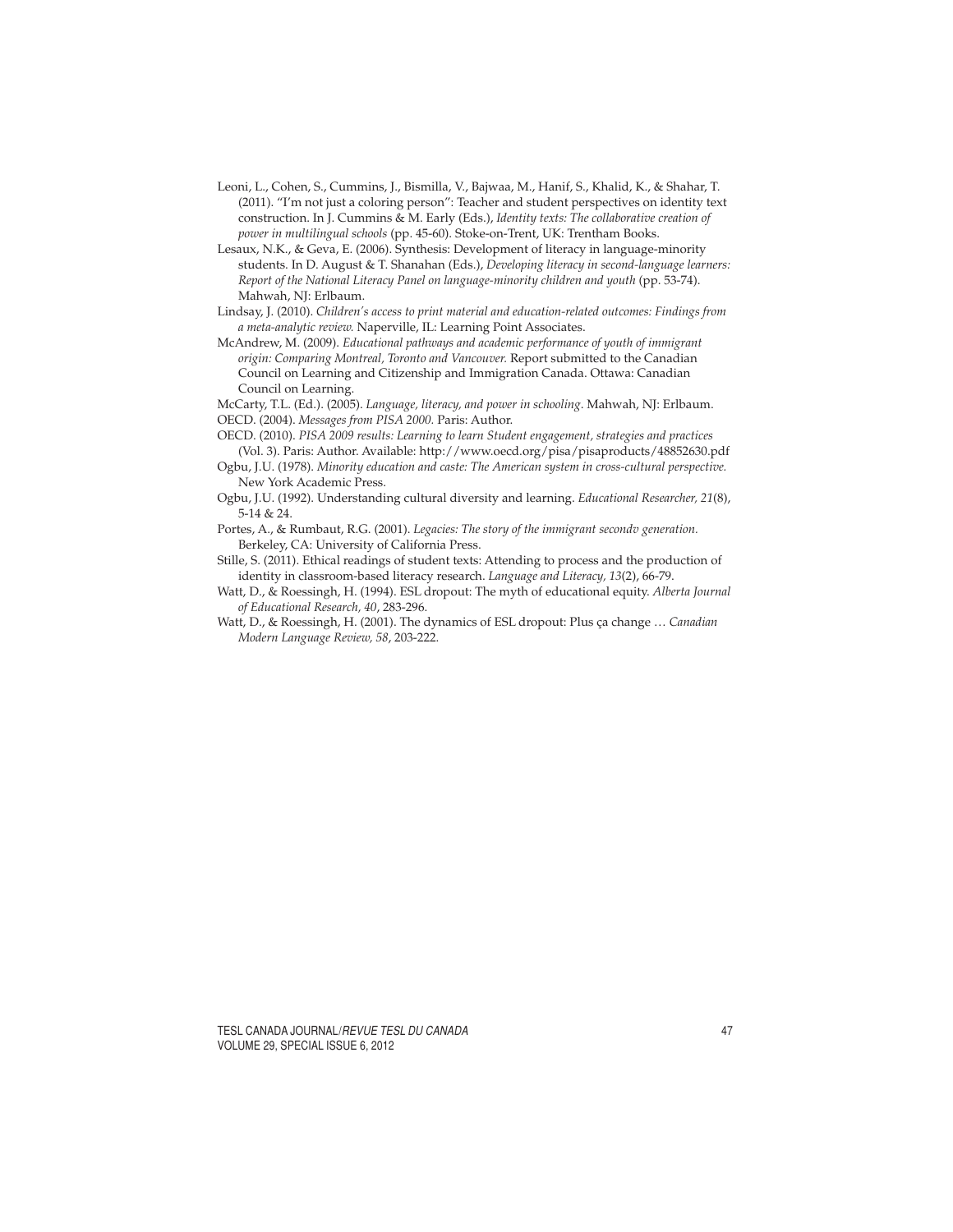Leoni, L., Cohen, S., Cummins, J., Bismilla, V., Bajwaa, M., Hanif, S., Khalid, K., & Shahar, T. (2011). "I'm not just a coloring person": Teacher and student perspectives on identity text construction. In J. Cummins & M. Early (Eds.), *Identity texts: The collaborative creation of power in multilingual schools* (pp. 45-60). Stoke-on-Trent, UK: Trentham Books.

Lesaux, N.K., & Geva, E. (2006). Synthesis: Development of literacy in language-minority students. In D. August & T. Shanahan (Eds.), *Developing literacy in second-language learners: Report of the National Literacy Panel on language-minority children and youth* (pp. 53-74). Mahwah, NJ: Erlbaum.

Lindsay, J. (2010). *Children's access to print material and education-related outcomes: Findings from a meta-analytic review.* Naperville, IL: Learning Point Associates.

McAndrew, M. (2009). *Educational pathways and academic performance of youth of immigrant origin: Comparing Montreal, Toronto and Vancouver.* Report submitted to the Canadian Council on Learning and Citizenship and Immigration Canada. Ottawa: Canadian Council on Learning.

McCarty, T.L. (Ed.). (2005). *Language, literacy, and power in schooling.* Mahwah, NJ: Erlbaum.

OECD. (2004). *Messages from PISA 2000.* Paris: Author.

OECD. (2010). *PISA 2009 results: Learning to learn Student engagement, strategies and practices* (Vol. 3). Paris: Author. Available: http://www.oecd.org/pisa/pisaproducts/48852630.pdf

Ogbu, J.U. (1978). *Minority education and caste: The American system in cross-cultural perspective.* New York Academic Press.

Ogbu, J.U. (1992). Understanding cultural diversity and learning. *Educational Researcher, 21*(8), 5-14 & 24.

Portes, A., & Rumbaut, R.G. (2001). *Legacies: The story of the immigrant secondv generation.* Berkeley, CA: University of California Press.

Stille, S. (2011). Ethical readings of student texts: Attending to process and the production of identity in classroom-based literacy research. *Language and Literacy, 13*(2), 66-79.

Watt, D., & Roessingh, H. (1994). ESL dropout: The myth of educational equity. *Alberta Journal of Educational Research, 40*, 283-296.

Watt, D., & Roessingh, H. (2001). The dynamics of ESL dropout: Plus ça change … *Canadian Modern Language Review, 58*, 203-222.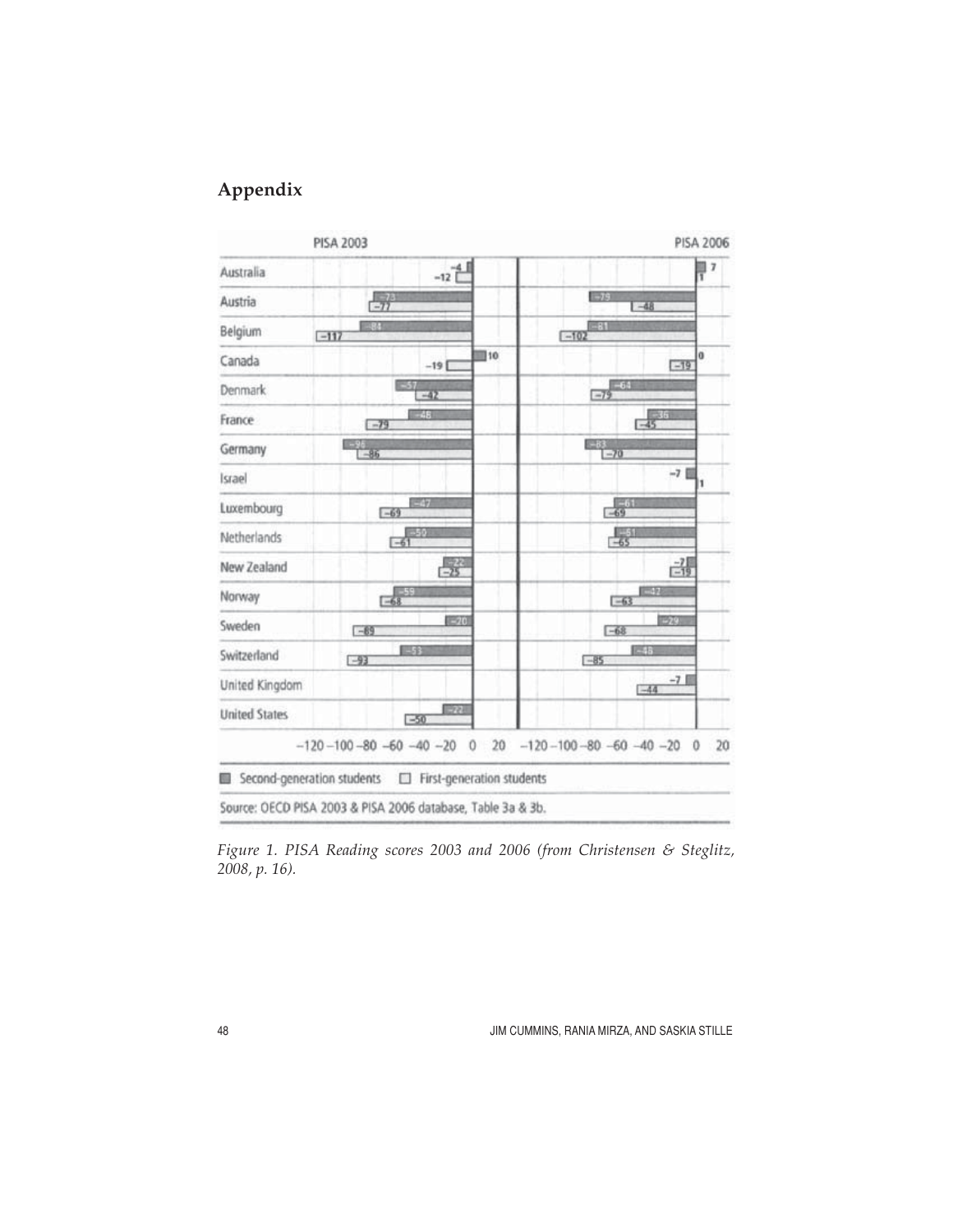## Appendix

PISA 2003

PISA 2006

Australia -4 -12 | 7 1

Austria -73 -77 | -79 -48

Belgium -84 -117 | -81 -102

Canada 10 -19 | 0 -19

Denmark -57 -42 | -64 -79

France -48 -79 | -36 -45

Germany -96 -86 | -83 -70

Israel | -7 1

Luxembourg -47 -69 | -61 -69

Netherlands -50 -61 | -61 -65

New Zealand -22 -25 | -7 -19

Norway -59 -68 | -42 -63

Sweden -20 -89 | -29 -68

Switzerland -53 -93 | -48 -85

United Kingdom | -7 -44

United States -22 -50 |

−120 −100 −80 −60 −40 −20 0 20 −120 −100 −80 −60 −40 −20 0 20

Second-generation students  First-generation students

Source: OECD PISA 2003 & PISA 2006 database, Table 3a & 3b.

*Figure 1. PISA Reading scores 2003 and 2006 (from Christensen & Steglitz, 2008, p. 16).*